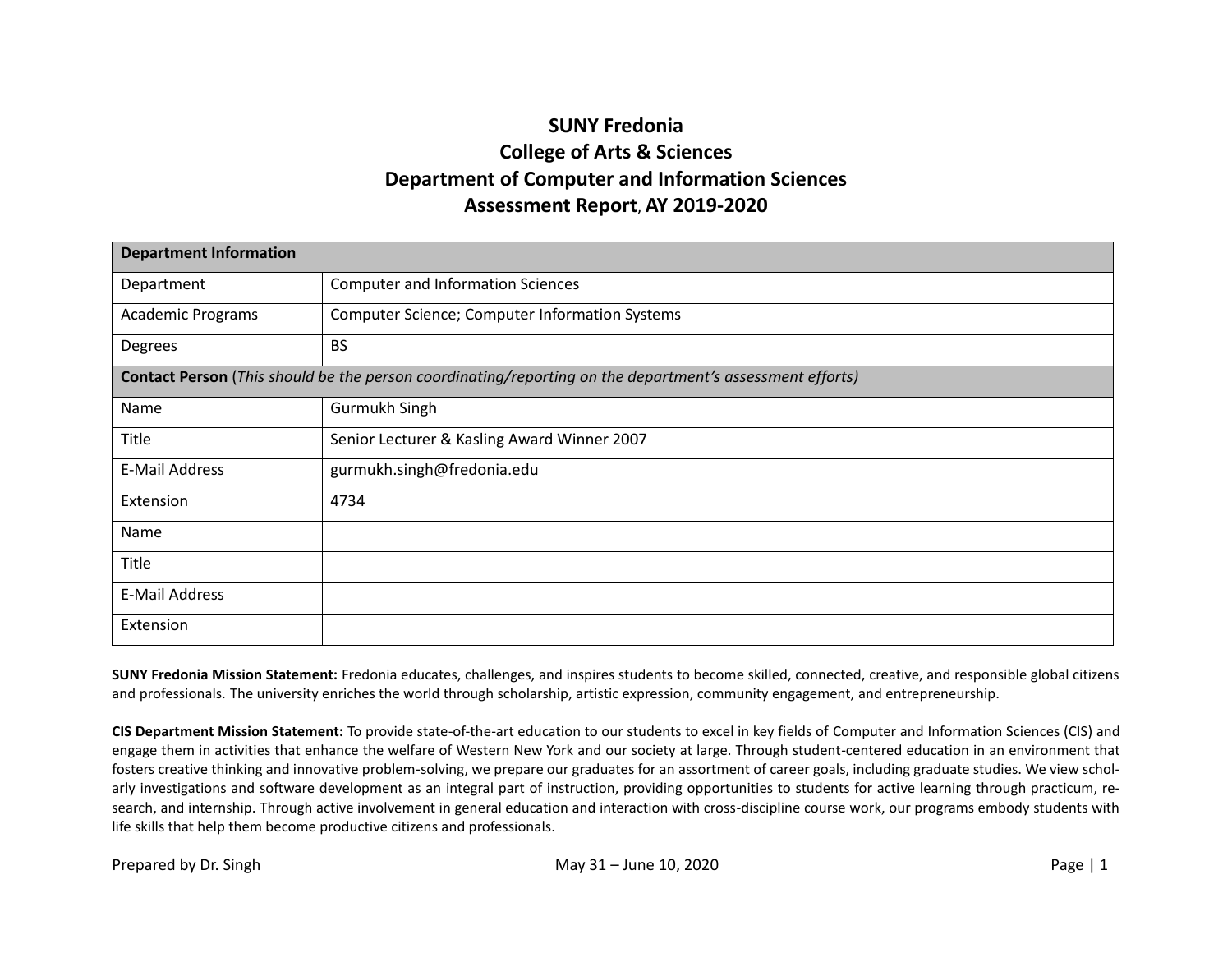# SUNY Fredonia
# College of Arts & Sciences
# Department of Computer and Information Sciences
# Assessment Report, AY 2019-2020

| **Department Information** | |
|---|---|
| Department | Computer and Information Sciences |
| Academic Programs | Computer Science; Computer Information Systems |
| Degrees | BS |
| **Contact Person** (*This should be the person coordinating/reporting on the department's assessment efforts)* | |
| Name | Gurmukh Singh |
| Title | Senior Lecturer & Kasling Award Winner 2007 |
| E-Mail Address | gurmukh.singh@fredonia.edu |
| Extension | 4734 |
| Name | |
| Title | |
| E-Mail Address | |
| Extension | |

**SUNY Fredonia Mission Statement:** Fredonia educates, challenges, and inspires students to become skilled, connected, creative, and responsible global citizens and professionals. The university enriches the world through scholarship, artistic expression, community engagement, and entrepreneurship.

**CIS Department Mission Statement:** To provide state-of-the-art education to our students to excel in key fields of Computer and Information Sciences (CIS) and engage them in activities that enhance the welfare of Western New York and our society at large. Through student-centered education in an environment that fosters creative thinking and innovative problem-solving, we prepare our graduates for an assortment of career goals, including graduate studies. We view scholarly investigations and software development as an integral part of instruction, providing opportunities to students for active learning through practicum, research, and internship. Through active involvement in general education and interaction with cross-discipline course work, our programs embody students with life skills that help them become productive citizens and professionals.

Prepared by Dr. Singh May 31 – June 10, 2020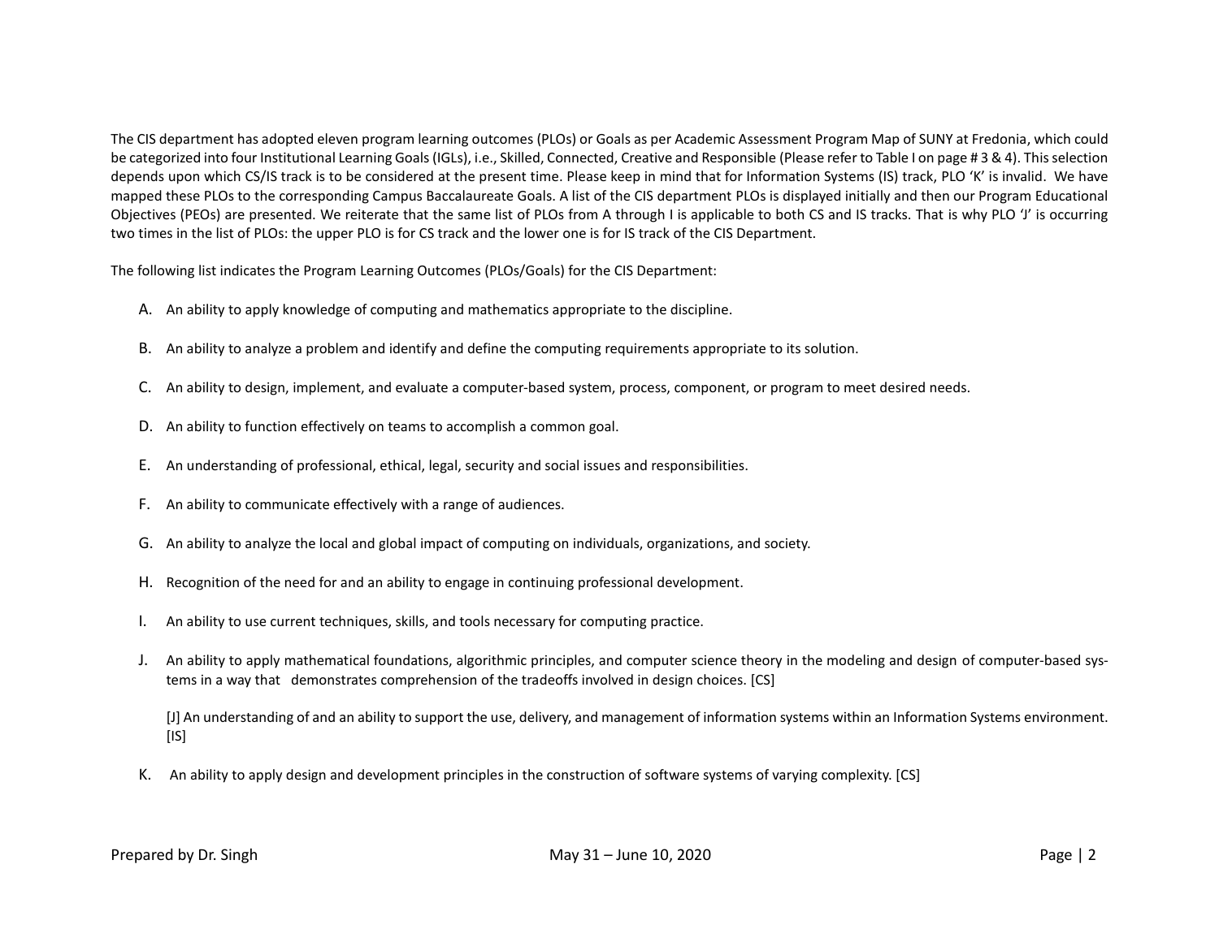The CIS department has adopted eleven program learning outcomes (PLOs) or Goals as per Academic Assessment Program Map of SUNY at Fredonia, which could be categorized into four Institutional Learning Goals (IGLs), i.e., Skilled, Connected, Creative and Responsible (Please refer to Table I on page # 3 & 4). This selection depends upon which CS/IS track is to be considered at the present time. Please keep in mind that for Information Systems (IS) track, PLO 'K' is invalid. We have mapped these PLOs to the corresponding Campus Baccalaureate Goals. A list of the CIS department PLOs is displayed initially and then our Program Educational Objectives (PEOs) are presented. We reiterate that the same list of PLOs from A through I is applicable to both CS and IS tracks. That is why PLO 'J' is occurring two times in the list of PLOs: the upper PLO is for CS track and the lower one is for IS track of the CIS Department.

The following list indicates the Program Learning Outcomes (PLOs/Goals) for the CIS Department:

A. An ability to apply knowledge of computing and mathematics appropriate to the discipline.

B. An ability to analyze a problem and identify and define the computing requirements appropriate to its solution.

C. An ability to design, implement, and evaluate a computer-based system, process, component, or program to meet desired needs.

D. An ability to function effectively on teams to accomplish a common goal.

E. An understanding of professional, ethical, legal, security and social issues and responsibilities.

F. An ability to communicate effectively with a range of audiences.

G. An ability to analyze the local and global impact of computing on individuals, organizations, and society.

H. Recognition of the need for and an ability to engage in continuing professional development.

I. An ability to use current techniques, skills, and tools necessary for computing practice.

J. An ability to apply mathematical foundations, algorithmic principles, and computer science theory in the modeling and design of computer-based systems in a way that demonstrates comprehension of the tradeoffs involved in design choices. [CS]

   [J] An understanding of and an ability to support the use, delivery, and management of information systems within an Information Systems environment. [IS]

K. An ability to apply design and development principles in the construction of software systems of varying complexity. [CS]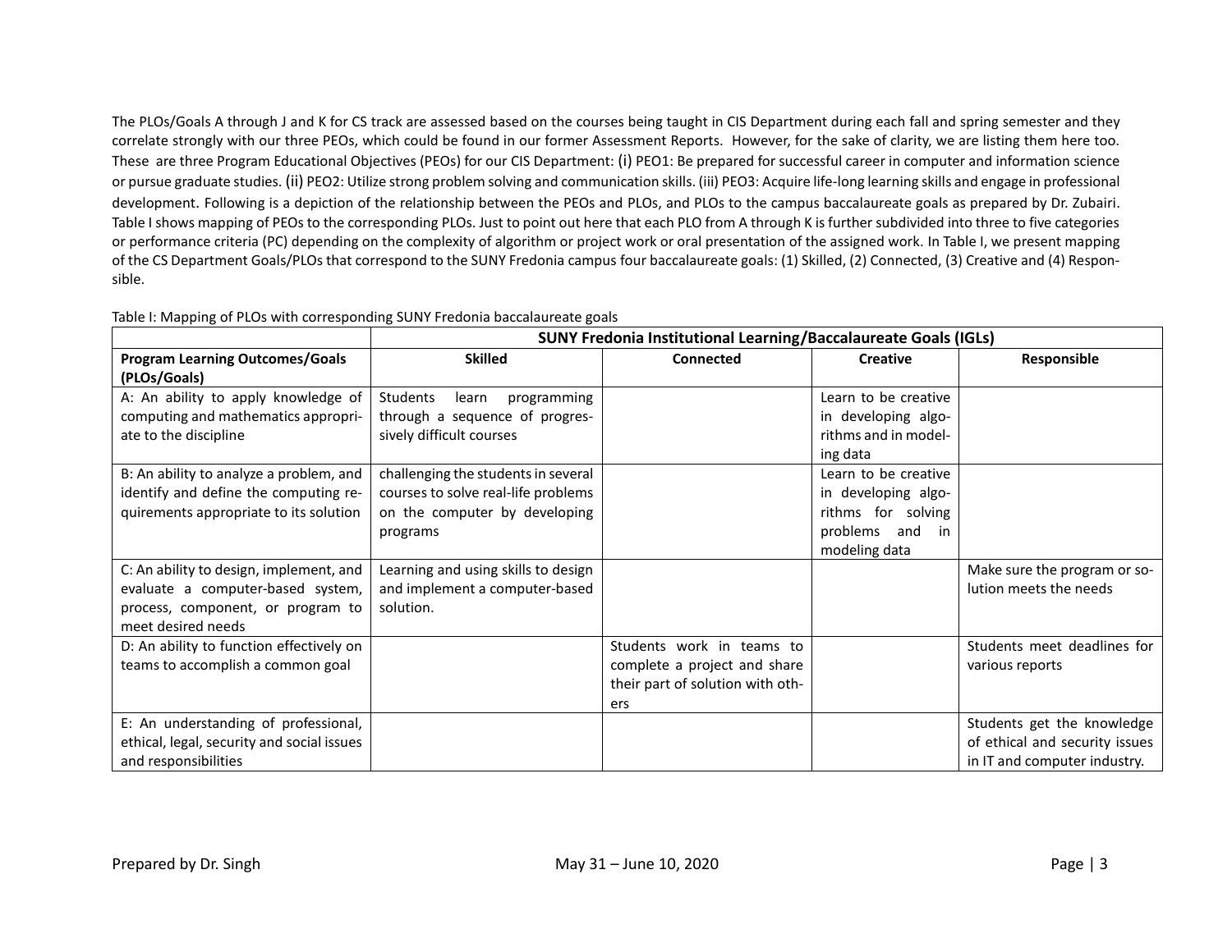The PLOs/Goals A through J and K for CS track are assessed based on the courses being taught in CIS Department during each fall and spring semester and they correlate strongly with our three PEOs, which could be found in our former Assessment Reports. However, for the sake of clarity, we are listing them here too. These are three Program Educational Objectives (PEOs) for our CIS Department: (i) PEO1: Be prepared for successful career in computer and information science or pursue graduate studies. (ii) PEO2: Utilize strong problem solving and communication skills. (iii) PEO3: Acquire life-long learning skills and engage in professional development. Following is a depiction of the relationship between the PEOs and PLOs, and PLOs to the campus baccalaureate goals as prepared by Dr. Zubairi. Table I shows mapping of PEOs to the corresponding PLOs. Just to point out here that each PLO from A through K is further subdivided into three to five categories or performance criteria (PC) depending on the complexity of algorithm or project work or oral presentation of the assigned work. In Table I, we present mapping of the CS Department Goals/PLOs that correspond to the SUNY Fredonia campus four baccalaureate goals: (1) Skilled, (2) Connected, (3) Creative and (4) Responsible.

Table I: Mapping of PLOs with corresponding SUNY Fredonia baccalaureate goals

| | **SUNY Fredonia Institutional Learning/Baccalaureate Goals (IGLs)** | | | |
|---|---|---|---|---|
| **Program Learning Outcomes/Goals (PLOs/Goals)** | **Skilled** | **Connected** | **Creative** | **Responsible** |
| A: An ability to apply knowledge of computing and mathematics appropriate to the discipline | Students learn programming through a sequence of progressively difficult courses | | Learn to be creative in developing algorithms and in modeling data | |
| B: An ability to analyze a problem, and identify and define the computing requirements appropriate to its solution | challenging the students in several courses to solve real-life problems on the computer by developing programs | | Learn to be creative in developing algorithms for solving problems and in modeling data | |
| C: An ability to design, implement, and evaluate a computer-based system, process, component, or program to meet desired needs | Learning and using skills to design and implement a computer-based solution. | | | Make sure the program or solution meets the needs |
| D: An ability to function effectively on teams to accomplish a common goal | | Students work in teams to complete a project and share their part of solution with others | | Students meet deadlines for various reports |
| E: An understanding of professional, ethical, legal, security and social issues and responsibilities | | | | Students get the knowledge of ethical and security issues in IT and computer industry. |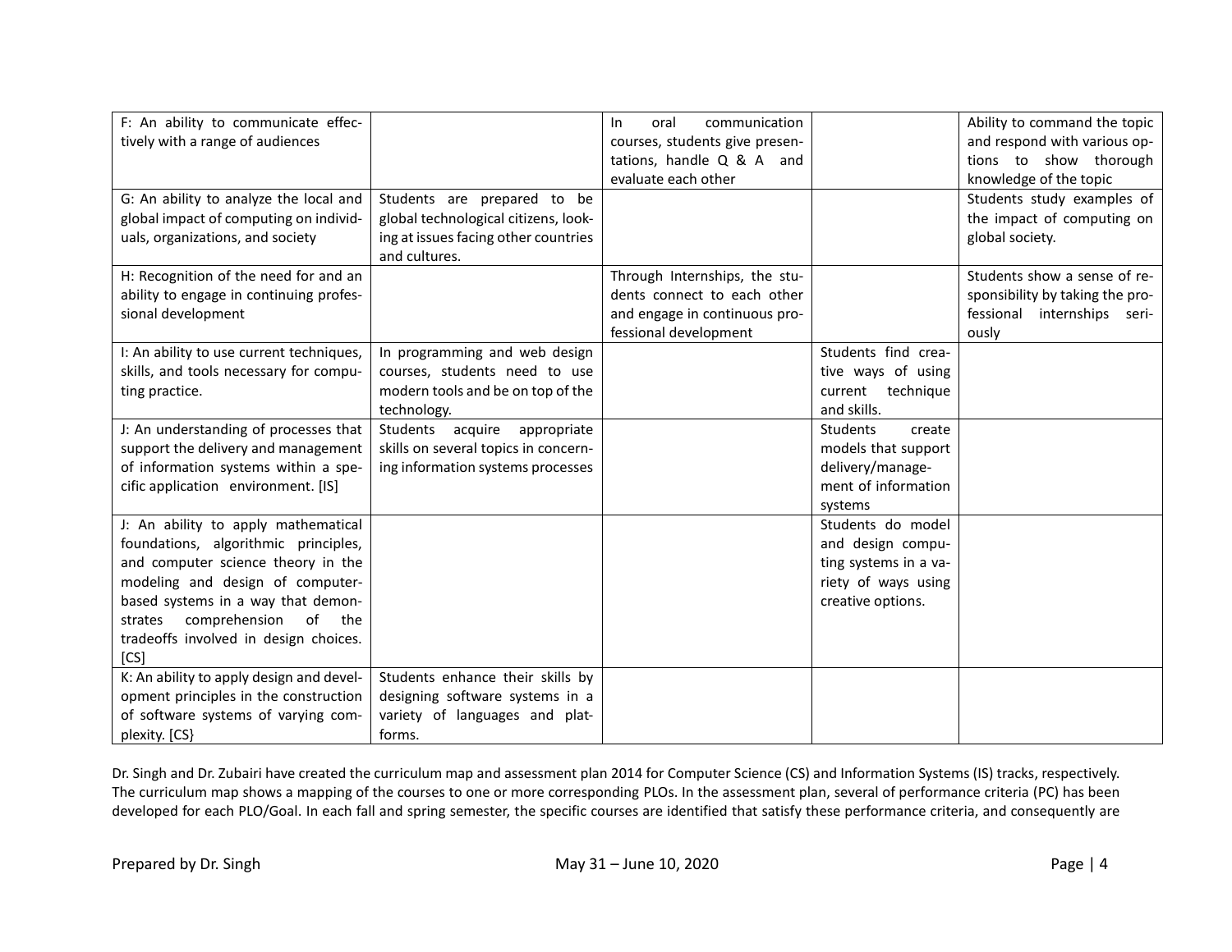| F: An ability to communicate effectively with a range of audiences | | In oral communication courses, students give presentations, handle Q & A and evaluate each other | | Ability to command the topic and respond with various options to show thorough knowledge of the topic |
|---|---|---|---|---|
| G: An ability to analyze the local and global impact of computing on individuals, organizations, and society | Students are prepared to be global technological citizens, looking at issues facing other countries and cultures. | | | Students study examples of the impact of computing on global society. |
| H: Recognition of the need for and an ability to engage in continuing professional development | | Through Internships, the students connect to each other and engage in continuous professional development | | Students show a sense of responsibility by taking the professional internships seriously |
| I: An ability to use current techniques, skills, and tools necessary for computing practice. | In programming and web design courses, students need to use modern tools and be on top of the technology. | | Students find creative ways of using current technique and skills. | |
| J: An understanding of processes that support the delivery and management of information systems within a specific application environment. [IS] | Students acquire appropriate skills on several topics in concerning information systems processes | | Students create models that support delivery/management of information systems | |
| J: An ability to apply mathematical foundations, algorithmic principles, and computer science theory in the modeling and design of computer-based systems in a way that demonstrates comprehension of the tradeoffs involved in design choices. [CS] | | | Students do model and design computing systems in a variety of ways using creative options. | |
| K: An ability to apply design and development principles in the construction of software systems of varying complexity. [CS} | Students enhance their skills by designing software systems in a variety of languages and platforms. | | | |

Dr. Singh and Dr. Zubairi have created the curriculum map and assessment plan 2014 for Computer Science (CS) and Information Systems (IS) tracks, respectively. The curriculum map shows a mapping of the courses to one or more corresponding PLOs. In the assessment plan, several of performance criteria (PC) has been developed for each PLO/Goal. In each fall and spring semester, the specific courses are identified that satisfy these performance criteria, and consequently are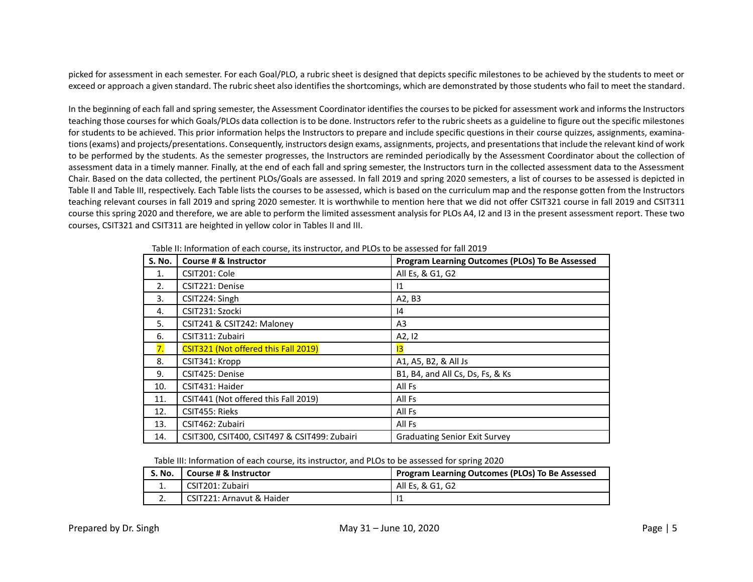picked for assessment in each semester. For each Goal/PLO, a rubric sheet is designed that depicts specific milestones to be achieved by the students to meet or exceed or approach a given standard. The rubric sheet also identifies the shortcomings, which are demonstrated by those students who fail to meet the standard.

In the beginning of each fall and spring semester, the Assessment Coordinator identifies the courses to be picked for assessment work and informs the Instructors teaching those courses for which Goals/PLOs data collection is to be done. Instructors refer to the rubric sheets as a guideline to figure out the specific milestones for students to be achieved. This prior information helps the Instructors to prepare and include specific questions in their course quizzes, assignments, examinations (exams) and projects/presentations. Consequently, instructors design exams, assignments, projects, and presentations that include the relevant kind of work to be performed by the students. As the semester progresses, the Instructors are reminded periodically by the Assessment Coordinator about the collection of assessment data in a timely manner. Finally, at the end of each fall and spring semester, the Instructors turn in the collected assessment data to the Assessment Chair. Based on the data collected, the pertinent PLOs/Goals are assessed. In fall 2019 and spring 2020 semesters, a list of courses to be assessed is depicted in Table II and Table III, respectively. Each Table lists the courses to be assessed, which is based on the curriculum map and the response gotten from the Instructors teaching relevant courses in fall 2019 and spring 2020 semester. It is worthwhile to mention here that we did not offer CSIT321 course in fall 2019 and CSIT311 course this spring 2020 and therefore, we are able to perform the limited assessment analysis for PLOs A4, I2 and I3 in the present assessment report. These two courses, CSIT321 and CSIT311 are heighted in yellow color in Tables II and III.

Table II: Information of each course, its instructor, and PLOs to be assessed for fall 2019

| S. No. | Course # & Instructor | Program Learning Outcomes (PLOs) To Be Assessed |
|---|---|---|
| 1. | CSIT201: Cole | All Es, & G1, G2 |
| 2. | CSIT221: Denise | I1 |
| 3. | CSIT224: Singh | A2, B3 |
| 4. | CSIT231: Szocki | I4 |
| 5. | CSIT241 & CSIT242: Maloney | A3 |
| 6. | CSIT311: Zubairi | A2, I2 |
| 7. | CSIT321 (Not offered this Fall 2019) | I3 |
| 8. | CSIT341: Kropp | A1, A5, B2, & All Js |
| 9. | CSIT425: Denise | B1, B4, and All Cs, Ds, Fs, & Ks |
| 10. | CSIT431: Haider | All Fs |
| 11. | CSIT441 (Not offered this Fall 2019) | All Fs |
| 12. | CSIT455: Rieks | All Fs |
| 13. | CSIT462: Zubairi | All Fs |
| 14. | CSIT300, CSIT400, CSIT497 & CSIT499: Zubairi | Graduating Senior Exit Survey |

Table III: Information of each course, its instructor, and PLOs to be assessed for spring 2020

| S. No. | Course # & Instructor | Program Learning Outcomes (PLOs) To Be Assessed |
|---|---|---|
| 1. | CSIT201: Zubairi | All Es, & G1, G2 |
| 2. | CSIT221: Arnavut & Haider | I1 |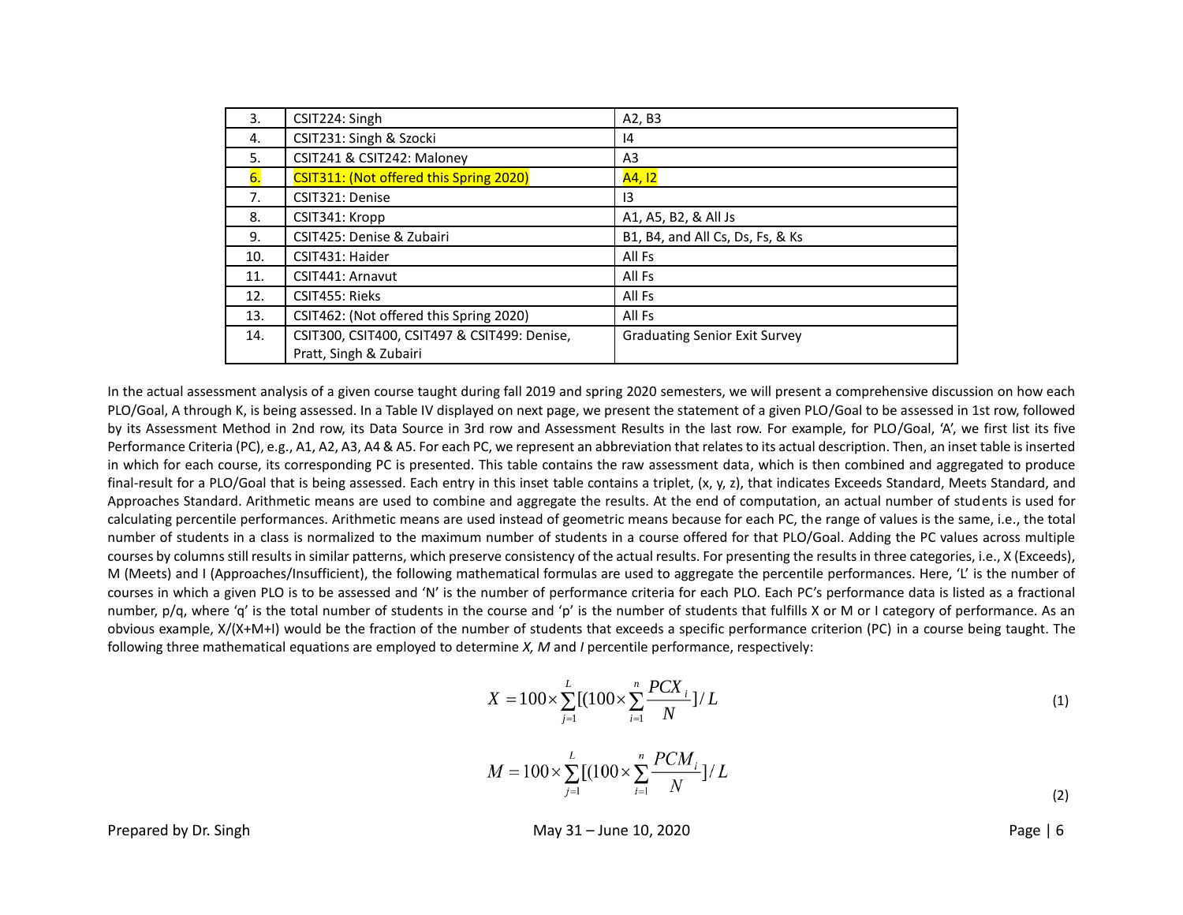| | | |
|---|---|---|
| 3. | CSIT224: Singh | A2, B3 |
| 4. | CSIT231: Singh & Szocki | I4 |
| 5. | CSIT241 & CSIT242: Maloney | A3 |
| 6. | CSIT311: (Not offered this Spring 2020) | A4, I2 |
| 7. | CSIT321: Denise | I3 |
| 8. | CSIT341: Kropp | A1, A5, B2, & All Js |
| 9. | CSIT425: Denise & Zubairi | B1, B4, and All Cs, Ds, Fs, & Ks |
| 10. | CSIT431: Haider | All Fs |
| 11. | CSIT441: Arnavut | All Fs |
| 12. | CSIT455: Rieks | All Fs |
| 13. | CSIT462: (Not offered this Spring 2020) | All Fs |
| 14. | CSIT300, CSIT400, CSIT497 & CSIT499: Denise, Pratt, Singh & Zubairi | Graduating Senior Exit Survey |

In the actual assessment analysis of a given course taught during fall 2019 and spring 2020 semesters, we will present a comprehensive discussion on how each PLO/Goal, A through K, is being assessed. In a Table IV displayed on next page, we present the statement of a given PLO/Goal to be assessed in 1st row, followed by its Assessment Method in 2nd row, its Data Source in 3rd row and Assessment Results in the last row. For example, for PLO/Goal, 'A', we first list its five Performance Criteria (PC), e.g., A1, A2, A3, A4 & A5. For each PC, we represent an abbreviation that relates to its actual description. Then, an inset table is inserted in which for each course, its corresponding PC is presented. This table contains the raw assessment data, which is then combined and aggregated to produce final-result for a PLO/Goal that is being assessed. Each entry in this inset table contains a triplet, (x, y, z), that indicates Exceeds Standard, Meets Standard, and Approaches Standard. Arithmetic means are used to combine and aggregate the results. At the end of computation, an actual number of students is used for calculating percentile performances. Arithmetic means are used instead of geometric means because for each PC, the range of values is the same, i.e., the total number of students in a class is normalized to the maximum number of students in a course offered for that PLO/Goal. Adding the PC values across multiple courses by columns still results in similar patterns, which preserve consistency of the actual results. For presenting the results in three categories, i.e., X (Exceeds), M (Meets) and I (Approaches/Insufficient), the following mathematical formulas are used to aggregate the percentile performances. Here, 'L' is the number of courses in which a given PLO is to be assessed and 'N' is the number of performance criteria for each PLO. Each PC's performance data is listed as a fractional number, p/q, where 'q' is the total number of students in the course and 'p' is the number of students that fulfills X or M or I category of performance. As an obvious example, X/(X+M+I) would be the fraction of the number of students that exceeds a specific performance criterion (PC) in a course being taught. The following three mathematical equations are employed to determine *X, M* and *I* percentile performance, respectively:

$$X = 100 \times \sum_{j=1}^{L} [(100 \times \sum_{i=1}^{n} \frac{PCX_i}{N}] / L \tag{1}$$

$$M = 100 \times \sum_{j=1}^{L} [(100 \times \sum_{i=1}^{n} \frac{PCM_i}{N}] / L \tag{2}$$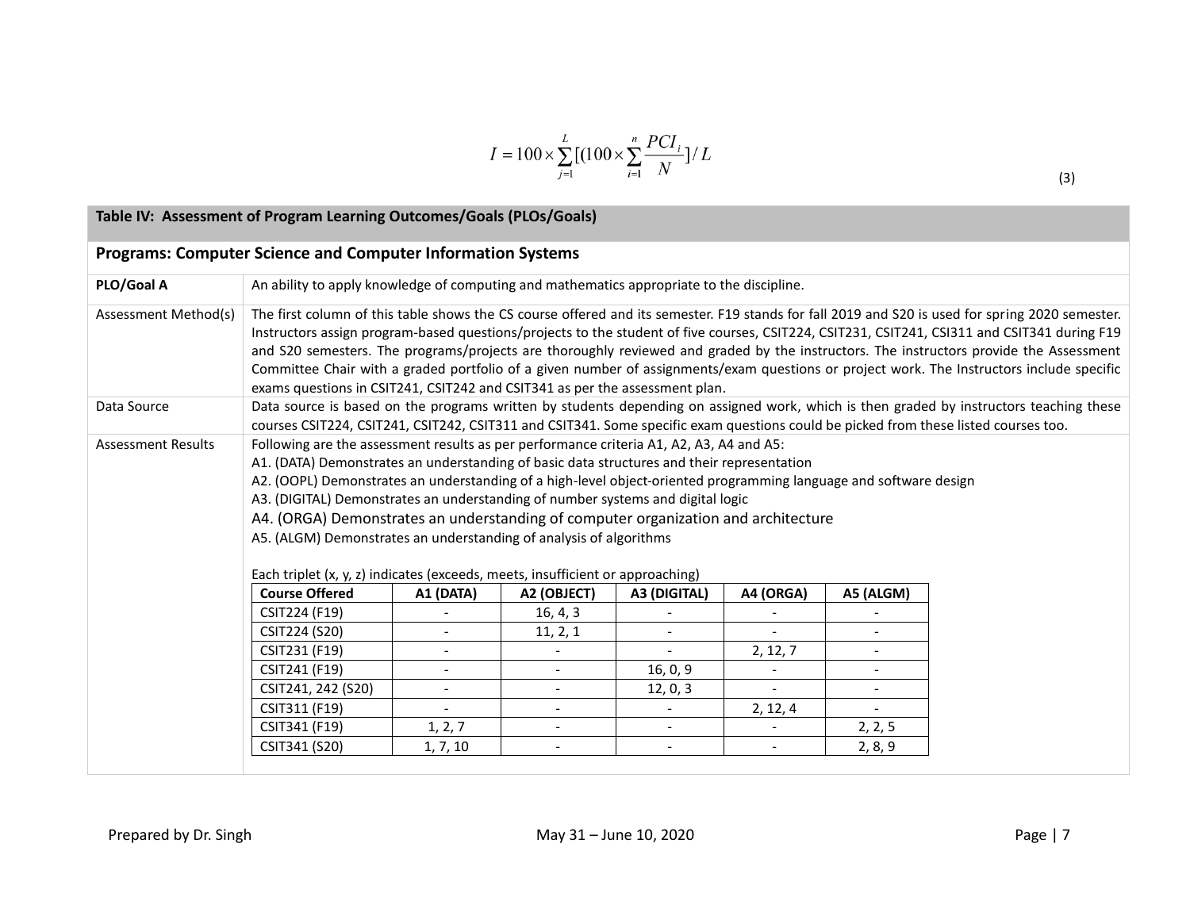$$I = 100 \times \sum_{j=1}^{L} [(100 \times \sum_{i=1}^{n} \frac{PCI_i}{N}] / L \quad (3)$$

| **Table IV: Assessment of Program Learning Outcomes/Goals (PLOs/Goals)** | |
|---|---|
| **Programs: Computer Science and Computer Information Systems** | |
| **PLO/Goal A** | An ability to apply knowledge of computing and mathematics appropriate to the discipline. |
| Assessment Method(s) | The first column of this table shows the CS course offered and its semester. F19 stands for fall 2019 and S20 is used for spring 2020 semester. Instructors assign program-based questions/projects to the student of five courses, CSIT224, CSIT231, CSIT241, CSI311 and CSIT341 during F19 and S20 semesters. The programs/projects are thoroughly reviewed and graded by the instructors. The instructors provide the Assessment Committee Chair with a graded portfolio of a given number of assignments/exam questions or project work. The Instructors include specific exams questions in CSIT241, CSIT242 and CSIT341 as per the assessment plan. |
| Data Source | Data source is based on the programs written by students depending on assigned work, which is then graded by instructors teaching these courses CSIT224, CSIT241, CSIT242, CSIT311 and CSIT341. Some specific exam questions could be picked from these listed courses too. |
| Assessment Results | Following are the assessment results as per performance criteria A1, A2, A3, A4 and A5:<br>A1. (DATA) Demonstrates an understanding of basic data structures and their representation<br>A2. (OOPL) Demonstrates an understanding of a high-level object-oriented programming language and software design<br>A3. (DIGITAL) Demonstrates an understanding of number systems and digital logic<br>A4. (ORGA) Demonstrates an understanding of computer organization and architecture<br>A5. (ALGM) Demonstrates an understanding of analysis of algorithms<br><br>Each triplet (x, y, z) indicates (exceeds, meets, insufficient or approaching) |

| **Course Offered** | **A1 (DATA)** | **A2 (OBJECT)** | **A3 (DIGITAL)** | **A4 (ORGA)** | **A5 (ALGM)** |
|---|---|---|---|---|---|
| CSIT224 (F19) | - | 16, 4, 3 | - | - | - |
| CSIT224 (S20) | - | 11, 2, 1 | - | - | - |
| CSIT231 (F19) | - | - | - | 2, 12, 7 | - |
| CSIT241 (F19) | - | - | 16, 0, 9 | - | - |
| CSIT241, 242 (S20) | - | - | 12, 0, 3 | - | - |
| CSIT311 (F19) | - | - | - | 2, 12, 4 | - |
| CSIT341 (F19) | 1, 2, 7 | - | - | - | 2, 2, 5 |
| CSIT341 (S20) | 1, 7, 10 | - | - | - | 2, 8, 9 |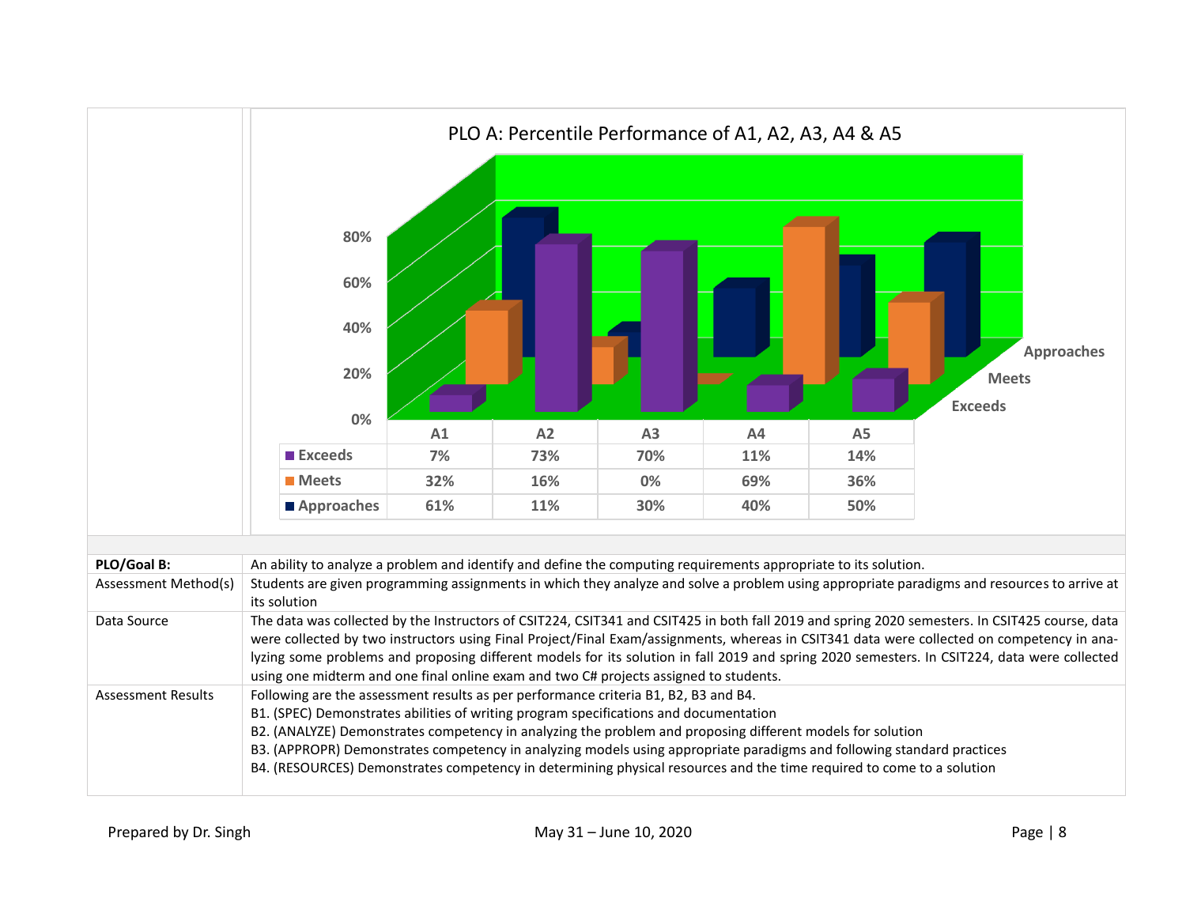PLO A: Percentile Performance of A1, A2, A3, A4 & A5

| | A1 | A2 | A3 | A4 | A5 |
|---|---|---|---|---|---|
| Exceeds | 7% | 73% | 70% | 11% | 14% |
| Meets | 32% | 16% | 0% | 69% | 36% |
| Approaches | 61% | 11% | 30% | 40% | 50% |

| | |
|---|---|
| **PLO/Goal B:** | An ability to analyze a problem and identify and define the computing requirements appropriate to its solution. |
| Assessment Method(s) | Students are given programming assignments in which they analyze and solve a problem using appropriate paradigms and resources to arrive at its solution |
| Data Source | The data was collected by the Instructors of CSIT224, CSIT341 and CSIT425 in both fall 2019 and spring 2020 semesters. In CSIT425 course, data were collected by two instructors using Final Project/Final Exam/assignments, whereas in CSIT341 data were collected on competency in analyzing some problems and proposing different models for its solution in fall 2019 and spring 2020 semesters. In CSIT224, data were collected using one midterm and one final online exam and two C# projects assigned to students. |
| Assessment Results | Following are the assessment results as per performance criteria B1, B2, B3 and B4.<br>B1. (SPEC) Demonstrates abilities of writing program specifications and documentation<br>B2. (ANALYZE) Demonstrates competency in analyzing the problem and proposing different models for solution<br>B3. (APPROPR) Demonstrates competency in analyzing models using appropriate paradigms and following standard practices<br>B4. (RESOURCES) Demonstrates competency in determining physical resources and the time required to come to a solution |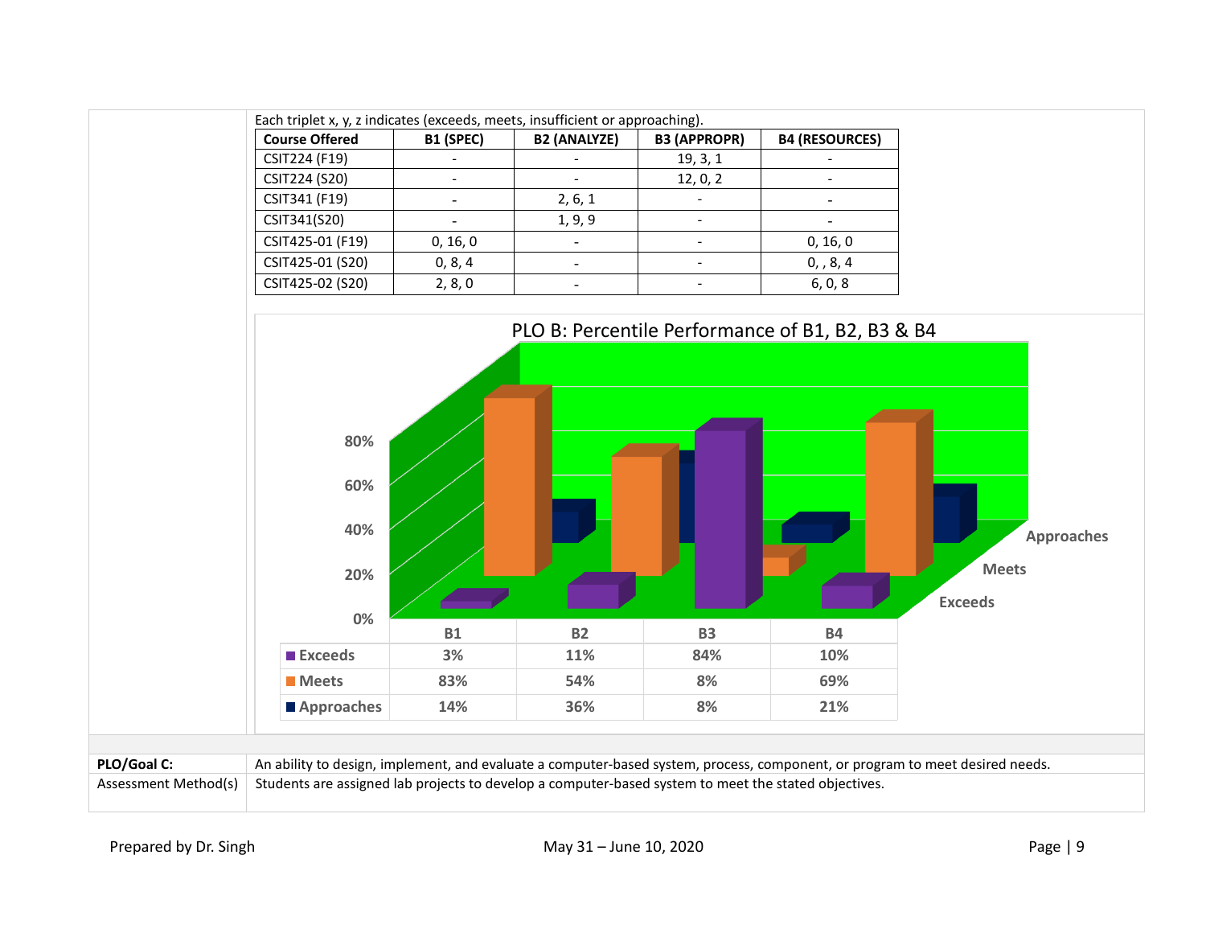Each triplet x, y, z indicates (exceeds, meets, insufficient or approaching).

| Course Offered | B1 (SPEC) | B2 (ANALYZE) | B3 (APPROPR) | B4 (RESOURCES) |
|---|---|---|---|---|
| CSIT224 (F19) | - | - | 19, 3, 1 | - |
| CSIT224 (S20) | - | - | 12, 0, 2 | - |
| CSIT341 (F19) | - | 2, 6, 1 | - | - |
| CSIT341(S20) | - | 1, 9, 9 | - | - |
| CSIT425-01 (F19) | 0, 16, 0 | - | - | 0, 16, 0 |
| CSIT425-01 (S20) | 0, 8, 4 | - | - | 0, , 8, 4 |
| CSIT425-02 (S20) | 2, 8, 0 | - | - | 6, 0, 8 |

PLO B: Percentile Performance of B1, B2, B3 & B4

| | B1 | B2 | B3 | B4 |
|---|---|---|---|---|
| Exceeds | 3% | 11% | 84% | 10% |
| Meets | 83% | 54% | 8% | 69% |
| Approaches | 14% | 36% | 8% | 21% |

| | |
|---|---|
| **PLO/Goal C:** | An ability to design, implement, and evaluate a computer-based system, process, component, or program to meet desired needs. |
| Assessment Method(s) | Students are assigned lab projects to develop a computer-based system to meet the stated objectives. |

Prepared by Dr. Singh May 31 – June 10, 2020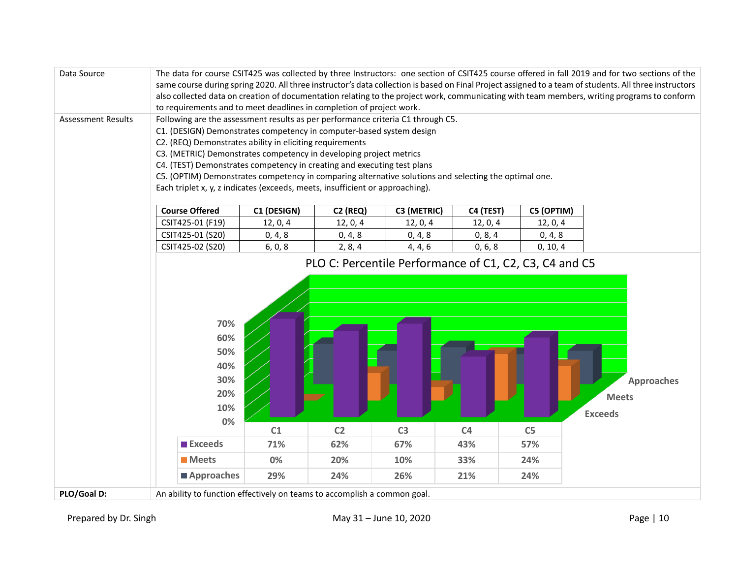| | |
|---|---|
| Data Source | The data for course CSIT425 was collected by three Instructors: one section of CSIT425 course offered in fall 2019 and for two sections of the same course during spring 2020. All three instructor's data collection is based on Final Project assigned to a team of students. All three instructors also collected data on creation of documentation relating to the project work, communicating with team members, writing programs to conform to requirements and to meet deadlines in completion of project work. |
| Assessment Results | Following are the assessment results as per performance criteria C1 through C5. |

C1. (DESIGN) Demonstrates competency in computer-based system design

C2. (REQ) Demonstrates ability in eliciting requirements

C3. (METRIC) Demonstrates competency in developing project metrics

C4. (TEST) Demonstrates competency in creating and executing test plans

C5. (OPTIM) Demonstrates competency in comparing alternative solutions and selecting the optimal one.

Each triplet x, y, z indicates (exceeds, meets, insufficient or approaching).

| Course Offered | C1 (DESIGN) | C2 (REQ) | C3 (METRIC) | C4 (TEST) | C5 (OPTIM) |
|---|---|---|---|---|---|
| CSIT425-01 (F19) | 12, 0, 4 | 12, 0, 4 | 12, 0, 4 | 12, 0, 4 | 12, 0, 4 |
| CSIT425-01 (S20) | 0, 4, 8 | 0, 4, 8 | 0, 4, 8 | 0, 8, 4 | 0, 4, 8 |
| CSIT425-02 (S20) | 6, 0, 8 | 2, 8, 4 | 4, 4, 6 | 0, 6, 8 | 0, 10, 4 |

PLO C: Percentile Performance of C1, C2, C3, C4 and C5

| | C1 | C2 | C3 | C4 | C5 |
|---|---|---|---|---|---|
| Exceeds | 71% | 62% | 67% | 43% | 57% |
| Meets | 0% | 20% | 10% | 33% | 24% |
| Approaches | 29% | 24% | 26% | 21% | 24% |

| | |
|---|---|
| **PLO/Goal D:** | An ability to function effectively on teams to accomplish a common goal. |

Prepared by Dr. Singh May 31 – June 10, 2020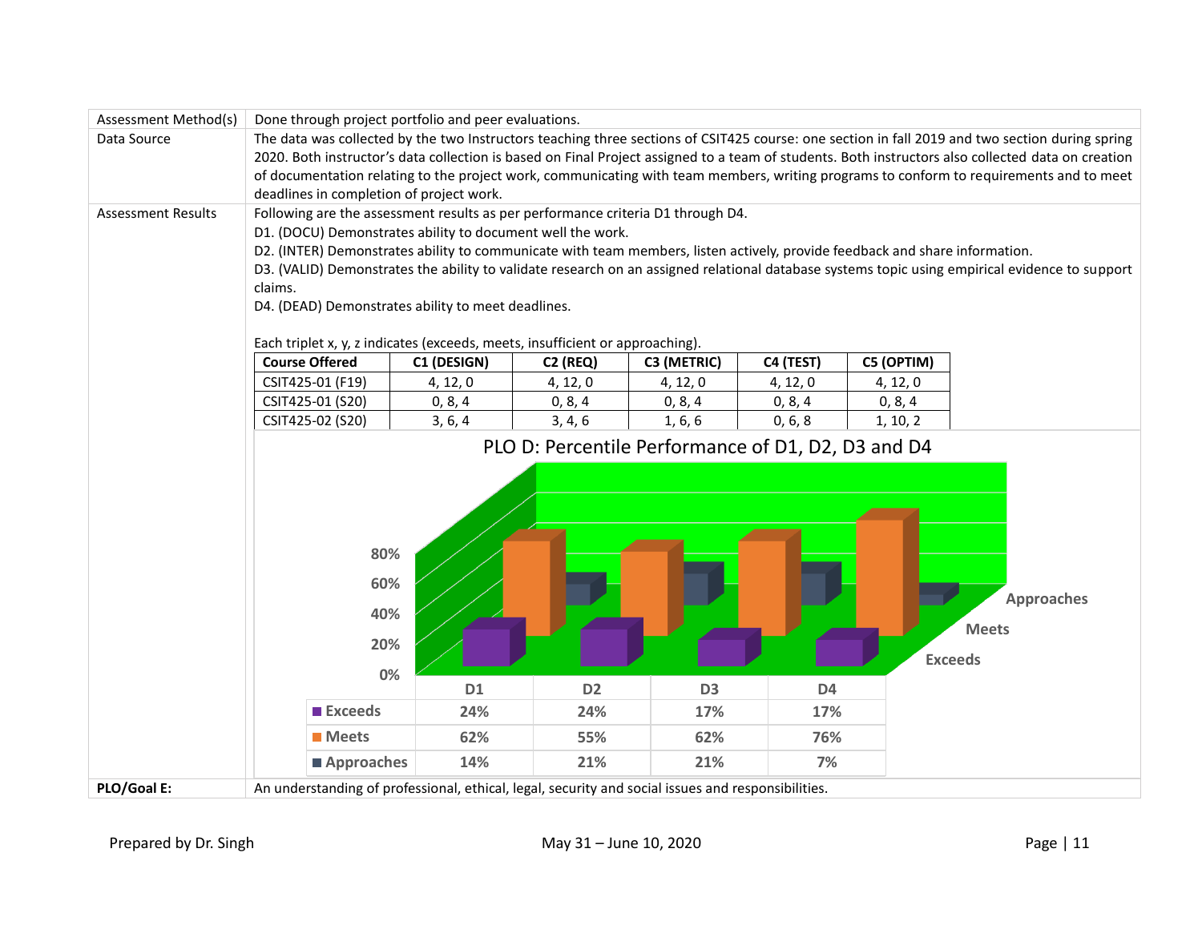| | |
|---|---|
| Assessment Method(s) | Done through project portfolio and peer evaluations. |
| Data Source | The data was collected by the two Instructors teaching three sections of CSIT425 course: one section in fall 2019 and two section during spring 2020. Both instructor's data collection is based on Final Project assigned to a team of students. Both instructors also collected data on creation of documentation relating to the project work, communicating with team members, writing programs to conform to requirements and to meet deadlines in completion of project work. |
| Assessment Results | Following are the assessment results as per performance criteria D1 through D4. |

D1. (DOCU) Demonstrates ability to document well the work.

D2. (INTER) Demonstrates ability to communicate with team members, listen actively, provide feedback and share information.

D3. (VALID) Demonstrates the ability to validate research on an assigned relational database systems topic using empirical evidence to support claims.

D4. (DEAD) Demonstrates ability to meet deadlines.

Each triplet x, y, z indicates (exceeds, meets, insufficient or approaching).

| Course Offered | C1 (DESIGN) | C2 (REQ) | C3 (METRIC) | C4 (TEST) | C5 (OPTIM) |
|---|---|---|---|---|---|
| CSIT425-01 (F19) | 4, 12, 0 | 4, 12, 0 | 4, 12, 0 | 4, 12, 0 | 4, 12, 0 |
| CSIT425-01 (S20) | 0, 8, 4 | 0, 8, 4 | 0, 8, 4 | 0, 8, 4 | 0, 8, 4 |
| CSIT425-02 (S20) | 3, 6, 4 | 3, 4, 6 | 1, 6, 6 | 0, 6, 8 | 1, 10, 2 |

PLO D: Percentile Performance of D1, D2, D3 and D4

| | D1 | D2 | D3 | D4 |
|---|---|---|---|---|
| Exceeds | 24% | 24% | 17% | 17% |
| Meets | 62% | 55% | 62% | 76% |
| Approaches | 14% | 21% | 21% | 7% |

| | |
|---|---|
| **PLO/Goal E:** | An understanding of professional, ethical, legal, security and social issues and responsibilities. |

Prepared by Dr. Singh May 31 – June 10, 2020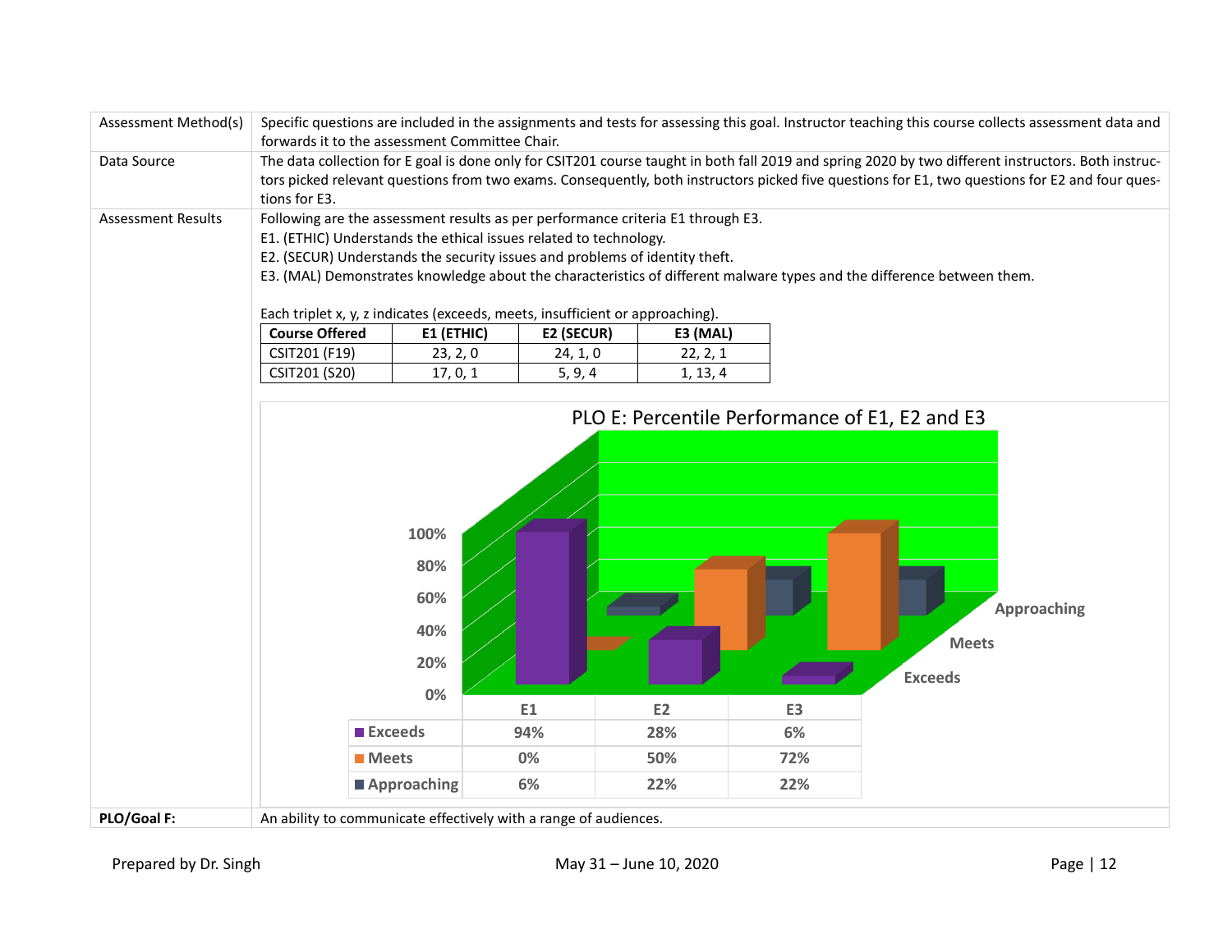| | |
|---|---|
| Assessment Method(s) | Specific questions are included in the assignments and tests for assessing this goal. Instructor teaching this course collects assessment data and forwards it to the assessment Committee Chair. |
| Data Source | The data collection for E goal is done only for CSIT201 course taught in both fall 2019 and spring 2020 by two different instructors. Both instructors picked relevant questions from two exams. Consequently, both instructors picked five questions for E1, two questions for E2 and four questions for E3. |
| Assessment Results | Following are the assessment results as per performance criteria E1 through E3. |

E1. (ETHIC) Understands the ethical issues related to technology.

E2. (SECUR) Understands the security issues and problems of identity theft.

E3. (MAL) Demonstrates knowledge about the characteristics of different malware types and the difference between them.

Each triplet x, y, z indicates (exceeds, meets, insufficient or approaching).

| Course Offered | E1 (ETHIC) | E2 (SECUR) | E3 (MAL) |
|---|---|---|---|
| CSIT201 (F19) | 23, 2, 0 | 24, 1, 0 | 22, 2, 1 |
| CSIT201 (S20) | 17, 0, 1 | 5, 9, 4 | 1, 13, 4 |

PLO E: Percentile Performance of E1, E2 and E3

| | E1 | E2 | E3 |
|---|---|---|---|
| Exceeds | 94% | 28% | 6% |
| Meets | 0% | 50% | 72% |
| Approaching | 6% | 22% | 22% |

| | |
|---|---|
| **PLO/Goal F:** | An ability to communicate effectively with a range of audiences. |

Prepared by Dr. Singh — May 31 – June 10, 2020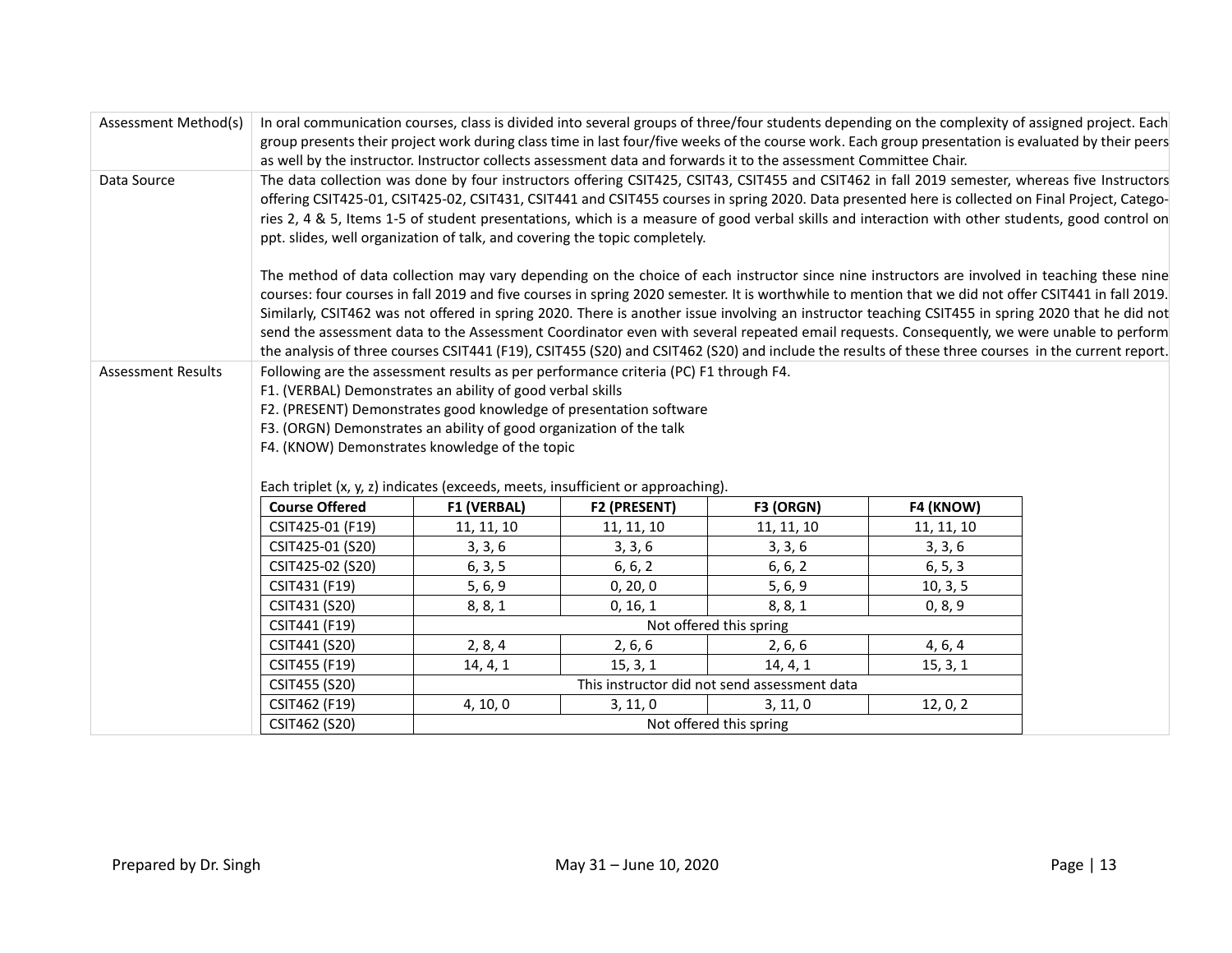| Assessment Method(s) | In oral communication courses, class is divided into several groups of three/four students depending on the complexity of assigned project. Each group presents their project work during class time in last four/five weeks of the course work. Each group presentation is evaluated by their peers as well by the instructor. Instructor collects assessment data and forwards it to the assessment Committee Chair. |
|---|---|
| Data Source | The data collection was done by four instructors offering CSIT425, CSIT43, CSIT455 and CSIT462 in fall 2019 semester, whereas five Instructors offering CSIT425-01, CSIT425-02, CSIT431, CSIT441 and CSIT455 courses in spring 2020. Data presented here is collected on Final Project, Categories 2, 4 & 5, Items 1-5 of student presentations, which is a measure of good verbal skills and interaction with other students, good control on ppt. slides, well organization of talk, and covering the topic completely.<br><br>The method of data collection may vary depending on the choice of each instructor since nine instructors are involved in teaching these nine courses: four courses in fall 2019 and five courses in spring 2020 semester. It is worthwhile to mention that we did not offer CSIT441 in fall 2019. Similarly, CSIT462 was not offered in spring 2020. There is another issue involving an instructor teaching CSIT455 in spring 2020 that he did not send the assessment data to the Assessment Coordinator even with several repeated email requests. Consequently, we were unable to perform the analysis of three courses CSIT441 (F19), CSIT455 (S20) and CSIT462 (S20) and include the results of these three courses in the current report. |
| Assessment Results | Following are the assessment results as per performance criteria (PC) F1 through F4.<br>F1. (VERBAL) Demonstrates an ability of good verbal skills<br>F2. (PRESENT) Demonstrates good knowledge of presentation software<br>F3. (ORGN) Demonstrates an ability of good organization of the talk<br>F4. (KNOW) Demonstrates knowledge of the topic<br><br>Each triplet (x, y, z) indicates (exceeds, meets, insufficient or approaching). |

| Course Offered | F1 (VERBAL) | F2 (PRESENT) | F3 (ORGN) | F4 (KNOW) |
|---|---|---|---|---|
| CSIT425-01 (F19) | 11, 11, 10 | 11, 11, 10 | 11, 11, 10 | 11, 11, 10 |
| CSIT425-01 (S20) | 3, 3, 6 | 3, 3, 6 | 3, 3, 6 | 3, 3, 6 |
| CSIT425-02 (S20) | 6, 3, 5 | 6, 6, 2 | 6, 6, 2 | 6, 5, 3 |
| CSIT431 (F19) | 5, 6, 9 | 0, 20, 0 | 5, 6, 9 | 10, 3, 5 |
| CSIT431 (S20) | 8, 8, 1 | 0, 16, 1 | 8, 8, 1 | 0, 8, 9 |
| CSIT441 (F19) | Not offered this spring | | | |
| CSIT441 (S20) | 2, 8, 4 | 2, 6, 6 | 2, 6, 6 | 4, 6, 4 |
| CSIT455 (F19) | 14, 4, 1 | 15, 3, 1 | 14, 4, 1 | 15, 3, 1 |
| CSIT455 (S20) | This instructor did not send assessment data | | | |
| CSIT462 (F19) | 4, 10, 0 | 3, 11, 0 | 3, 11, 0 | 12, 0, 2 |
| CSIT462 (S20) | Not offered this spring | | | |

Prepared by Dr. Singh May 31 – June 10, 2020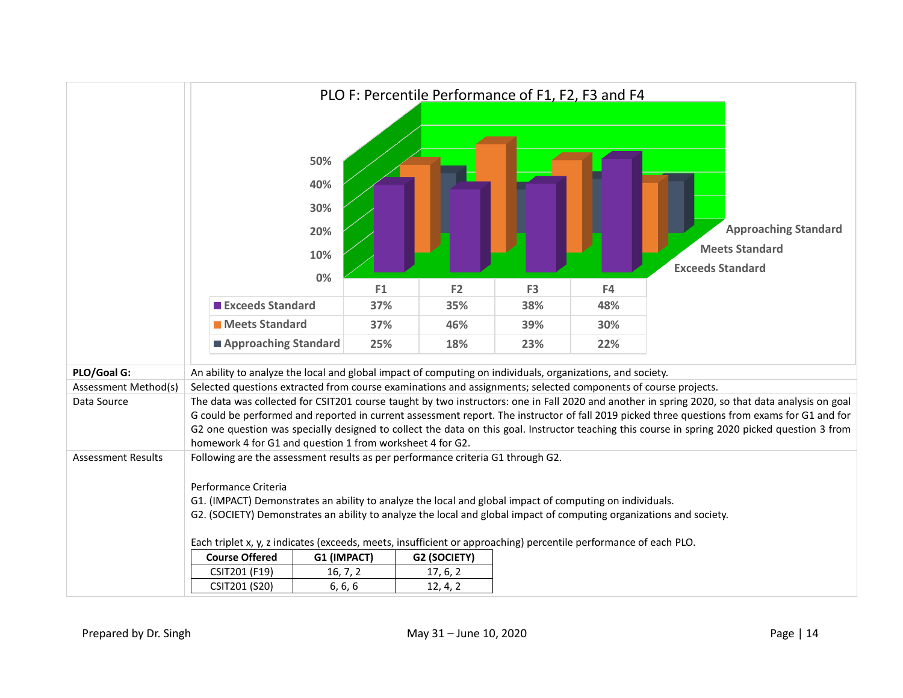PLO F: Percentile Performance of F1, F2, F3 and F4

| | F1 | F2 | F3 | F4 |
|---|---|---|---|---|
| Exceeds Standard | 37% | 35% | 38% | 48% |
| Meets Standard | 37% | 46% | 39% | 30% |
| Approaching Standard | 25% | 18% | 23% | 22% |

| | |
|---|---|
| **PLO/Goal G:** | An ability to analyze the local and global impact of computing on individuals, organizations, and society. |
| Assessment Method(s) | Selected questions extracted from course examinations and assignments; selected components of course projects. |
| Data Source | The data was collected for CSIT201 course taught by two instructors: one in Fall 2020 and another in spring 2020, so that data analysis on goal G could be performed and reported in current assessment report. The instructor of fall 2019 picked three questions from exams for G1 and for G2 one question was specially designed to collect the data on this goal. Instructor teaching this course in spring 2020 picked question 3 from homework 4 for G1 and question 1 from worksheet 4 for G2. |
| Assessment Results | Following are the assessment results as per performance criteria G1 through G2.<br><br>Performance Criteria<br>G1. (IMPACT) Demonstrates an ability to analyze the local and global impact of computing on individuals.<br>G2. (SOCIETY) Demonstrates an ability to analyze the local and global impact of computing organizations and society.<br><br>Each triplet x, y, z indicates (exceeds, meets, insufficient or approaching) percentile performance of each PLO. |

| Course Offered | G1 (IMPACT) | G2 (SOCIETY) |
|---|---|---|
| CSIT201 (F19) | 16, 7, 2 | 17, 6, 2 |
| CSIT201 (S20) | 6, 6, 6 | 12, 4, 2 |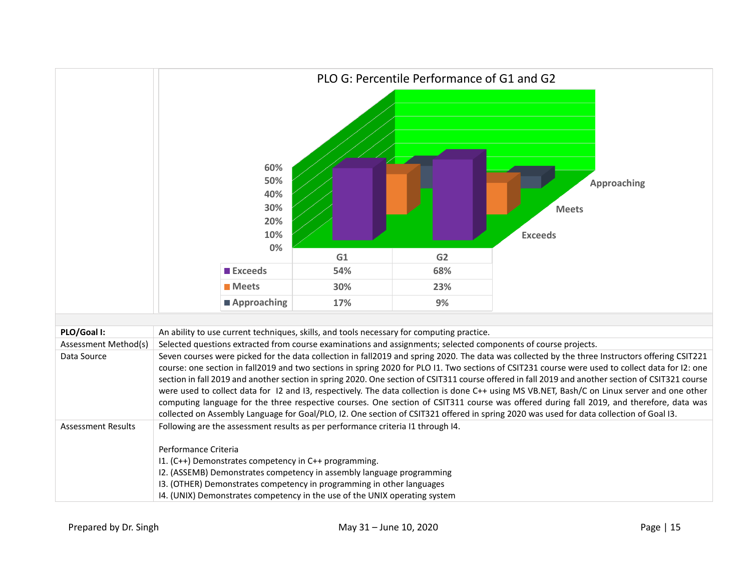PLO G: Percentile Performance of G1 and G2

| | G1 | G2 |
|---|---|---|
| Exceeds | 54% | 68% |
| Meets | 30% | 23% |
| Approaching | 17% | 9% |

| | |
|---|---|
| **PLO/Goal I:** | An ability to use current techniques, skills, and tools necessary for computing practice. |
| Assessment Method(s) | Selected questions extracted from course examinations and assignments; selected components of course projects. |
| Data Source | Seven courses were picked for the data collection in fall2019 and spring 2020. The data was collected by the three Instructors offering CSIT221 course: one section in fall2019 and two sections in spring 2020 for PLO I1. Two sections of CSIT231 course were used to collect data for I2: one section in fall 2019 and another section in spring 2020. One section of CSIT311 course offered in fall 2019 and another section of CSIT321 course were used to collect data for I2 and I3, respectively. The data collection is done C++ using MS VB.NET, Bash/C on Linux server and one other computing language for the three respective courses. One section of CSIT311 course was offered during fall 2019, and therefore, data was collected on Assembly Language for Goal/PLO, I2. One section of CSIT321 offered in spring 2020 was used for data collection of Goal I3. |
| Assessment Results | Following are the assessment results as per performance criteria I1 through I4.<br><br>Performance Criteria<br>I1. (C++) Demonstrates competency in C++ programming.<br>I2. (ASSEMB) Demonstrates competency in assembly language programming<br>I3. (OTHER) Demonstrates competency in programming in other languages<br>I4. (UNIX) Demonstrates competency in the use of the UNIX operating system |

Prepared by Dr. Singh May 31 – June 10, 2020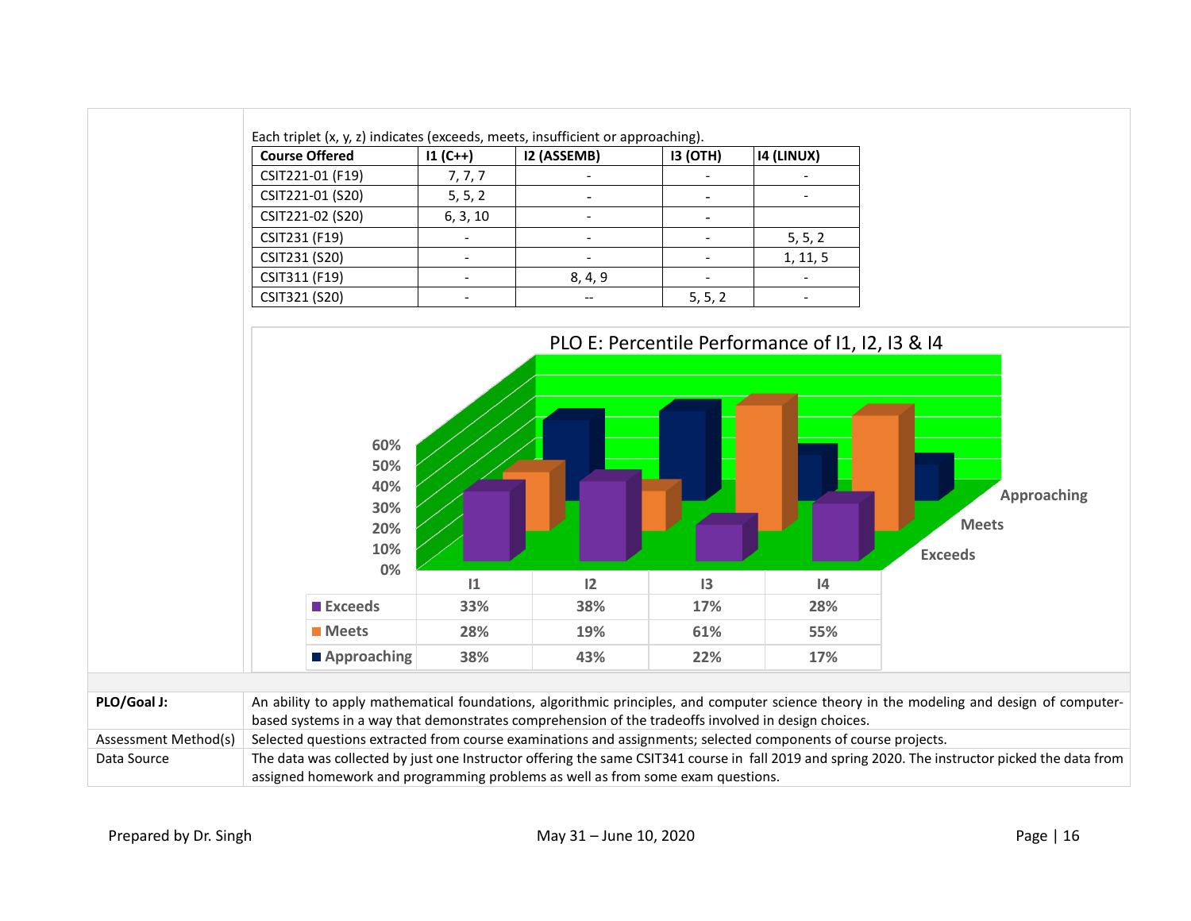Each triplet (x, y, z) indicates (exceeds, meets, insufficient or approaching).

| Course Offered | I1 (C++) | I2 (ASSEMB) | I3 (OTH) | I4 (LINUX) |
|---|---|---|---|---|
| CSIT221-01 (F19) | 7, 7, 7 | - | - | - |
| CSIT221-01 (S20) | 5, 5, 2 | - | - | - |
| CSIT221-02 (S20) | 6, 3, 10 | - | - | |
| CSIT231 (F19) | - | - | - | 5, 5, 2 |
| CSIT231 (S20) | - | - | - | 1, 11, 5 |
| CSIT311 (F19) | - | 8, 4, 9 | - | - |
| CSIT321 (S20) | - | -- | 5, 5, 2 | - |

PLO E: Percentile Performance of I1, I2, I3 & I4

| | I1 | I2 | I3 | I4 |
|---|---|---|---|---|
| Exceeds | 33% | 38% | 17% | 28% |
| Meets | 28% | 19% | 61% | 55% |
| Approaching | 38% | 43% | 22% | 17% |

| | |
|---|---|
| **PLO/Goal J:** | An ability to apply mathematical foundations, algorithmic principles, and computer science theory in the modeling and design of computer-based systems in a way that demonstrates comprehension of the tradeoffs involved in design choices. |
| Assessment Method(s) | Selected questions extracted from course examinations and assignments; selected components of course projects. |
| Data Source | The data was collected by just one Instructor offering the same CSIT341 course in fall 2019 and spring 2020. The instructor picked the data from assigned homework and programming problems as well as from some exam questions. |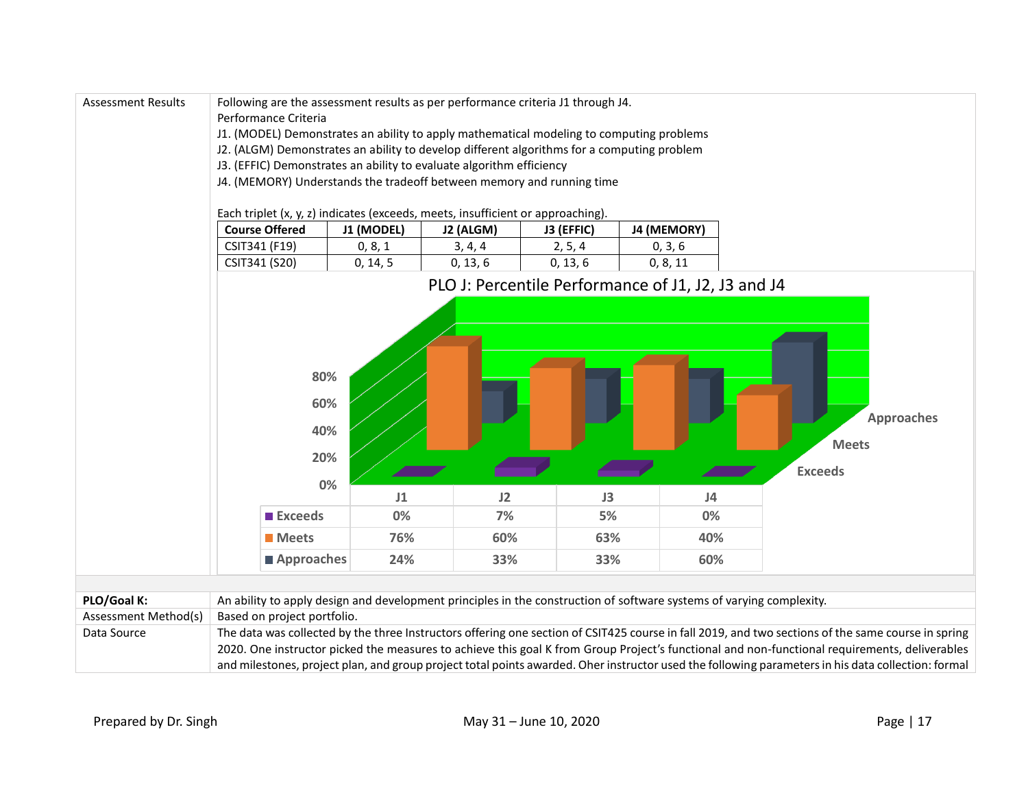| Assessment Results | Following are the assessment results as per performance criteria J1 through J4. |
|---|---|

Performance Criteria

J1. (MODEL) Demonstrates an ability to apply mathematical modeling to computing problems

J2. (ALGM) Demonstrates an ability to develop different algorithms for a computing problem

J3. (EFFIC) Demonstrates an ability to evaluate algorithm efficiency

J4. (MEMORY) Understands the tradeoff between memory and running time

Each triplet (x, y, z) indicates (exceeds, meets, insufficient or approaching).

| Course Offered | J1 (MODEL) | J2 (ALGM) | J3 (EFFIC) | J4 (MEMORY) |
|---|---|---|---|---|
| CSIT341 (F19) | 0, 8, 1 | 3, 4, 4 | 2, 5, 4 | 0, 3, 6 |
| CSIT341 (S20) | 0, 14, 5 | 0, 13, 6 | 0, 13, 6 | 0, 8, 11 |

PLO J: Percentile Performance of J1, J2, J3 and J4

| | J1 | J2 | J3 | J4 |
|---|---|---|---|---|
| Exceeds | 0% | 7% | 5% | 0% |
| Meets | 76% | 60% | 63% | 40% |
| Approaches | 24% | 33% | 33% | 60% |

| | |
|---|---|
| **PLO/Goal K:** | An ability to apply design and development principles in the construction of software systems of varying complexity. |
| Assessment Method(s) | Based on project portfolio. |
| Data Source | The data was collected by the three Instructors offering one section of CSIT425 course in fall 2019, and two sections of the same course in spring 2020. One instructor picked the measures to achieve this goal K from Group Project's functional and non-functional requirements, deliverables and milestones, project plan, and group project total points awarded. Oher instructor used the following parameters in his data collection: formal |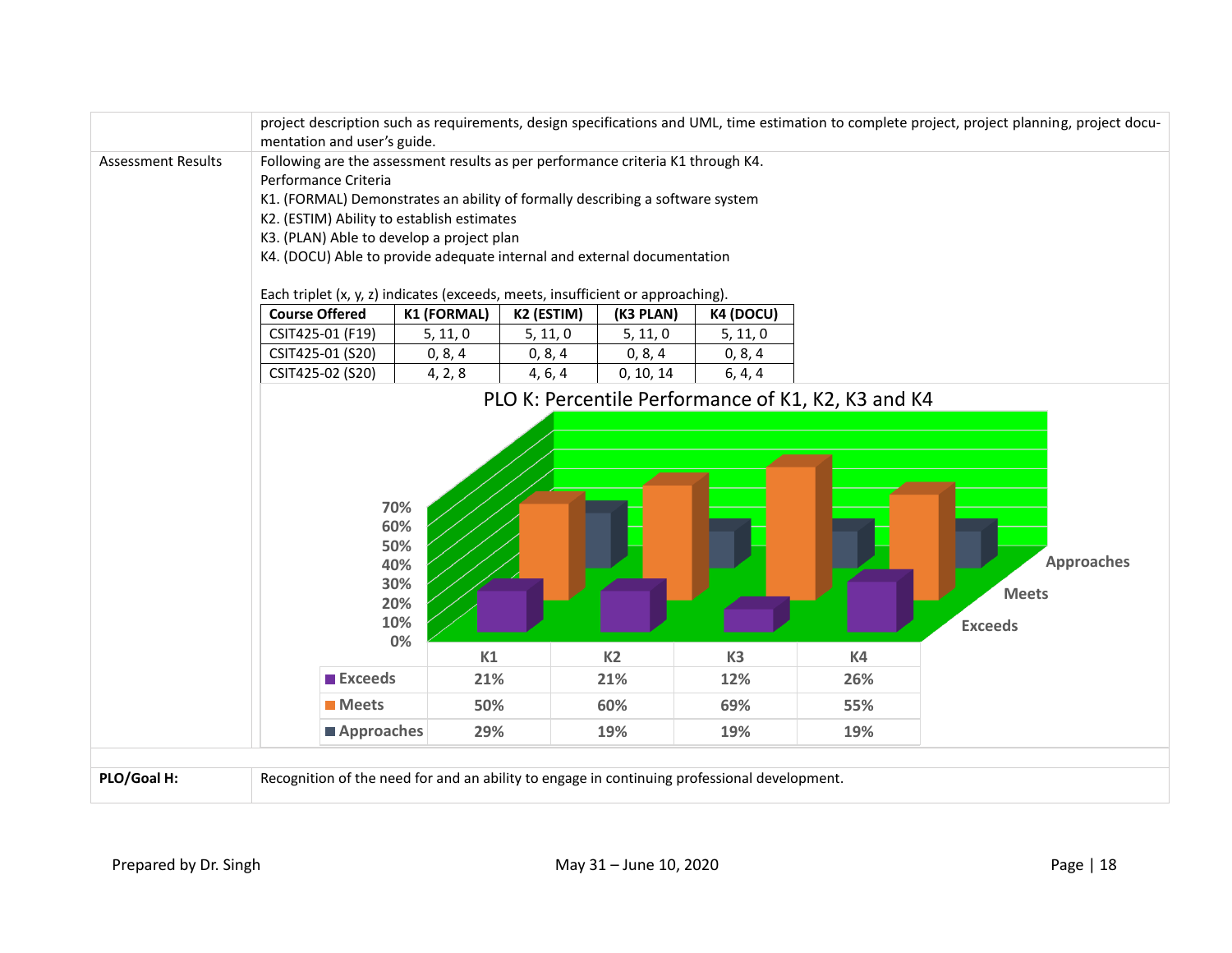| | project description such as requirements, design specifications and UML, time estimation to complete project, project planning, project documentation and user's guide. |
|---|---|
| Assessment Results | Following are the assessment results as per performance criteria K1 through K4. |

Performance Criteria

K1. (FORMAL) Demonstrates an ability of formally describing a software system

K2. (ESTIM) Ability to establish estimates

K3. (PLAN) Able to develop a project plan

K4. (DOCU) Able to provide adequate internal and external documentation

Each triplet (x, y, z) indicates (exceeds, meets, insufficient or approaching).

| Course Offered | K1 (FORMAL) | K2 (ESTIM) | (K3 PLAN) | K4 (DOCU) |
|---|---|---|---|---|
| CSIT425-01 (F19) | 5, 11, 0 | 5, 11, 0 | 5, 11, 0 | 5, 11, 0 |
| CSIT425-01 (S20) | 0, 8, 4 | 0, 8, 4 | 0, 8, 4 | 0, 8, 4 |
| CSIT425-02 (S20) | 4, 2, 8 | 4, 6, 4 | 0, 10, 14 | 6, 4, 4 |

PLO K: Percentile Performance of K1, K2, K3 and K4

| | K1 | K2 | K3 | K4 |
|---|---|---|---|---|
| Exceeds | 21% | 21% | 12% | 26% |
| Meets | 50% | 60% | 69% | 55% |
| Approaches | 29% | 19% | 19% | 19% |

| **PLO/Goal H:** | Recognition of the need for and an ability to engage in continuing professional development. |
|---|---|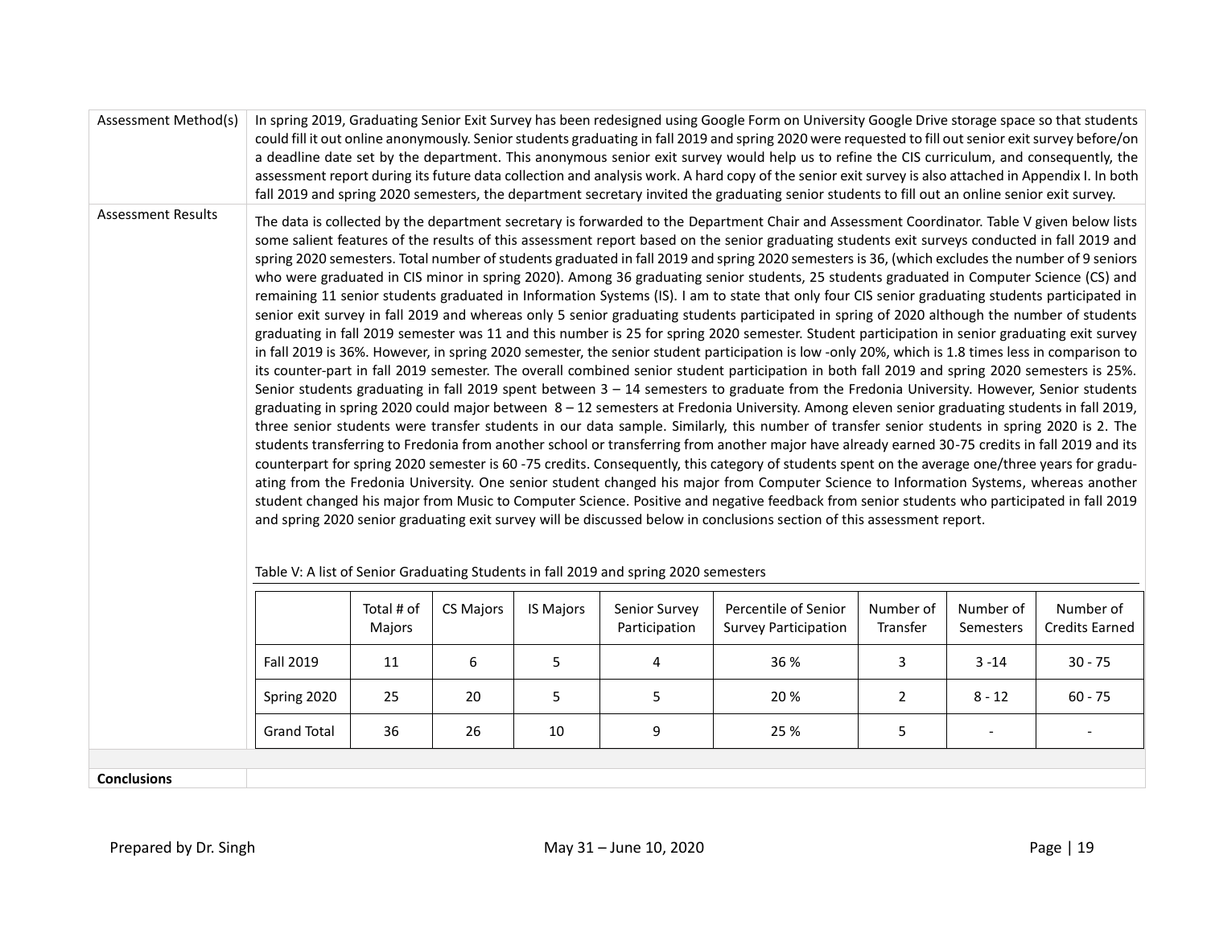| | |
|---|---|
| Assessment Method(s) | In spring 2019, Graduating Senior Exit Survey has been redesigned using Google Form on University Google Drive storage space so that students could fill it out online anonymously. Senior students graduating in fall 2019 and spring 2020 were requested to fill out senior exit survey before/on a deadline date set by the department. This anonymous senior exit survey would help us to refine the CIS curriculum, and consequently, the assessment report during its future data collection and analysis work. A hard copy of the senior exit survey is also attached in Appendix I. In both fall 2019 and spring 2020 semesters, the department secretary invited the graduating senior students to fill out an online senior exit survey. |
| Assessment Results | The data is collected by the department secretary is forwarded to the Department Chair and Assessment Coordinator. Table V given below lists some salient features of the results of this assessment report based on the senior graduating students exit surveys conducted in fall 2019 and spring 2020 semesters. Total number of students graduated in fall 2019 and spring 2020 semesters is 36, (which excludes the number of 9 seniors who were graduated in CIS minor in spring 2020). Among 36 graduating senior students, 25 students graduated in Computer Science (CS) and remaining 11 senior students graduated in Information Systems (IS). I am to state that only four CIS senior graduating students participated in senior exit survey in fall 2019 and whereas only 5 senior graduating students participated in spring of 2020 although the number of students graduating in fall 2019 semester was 11 and this number is 25 for spring 2020 semester. Student participation in senior graduating exit survey in fall 2019 is 36%. However, in spring 2020 semester, the senior student participation is low -only 20%, which is 1.8 times less in comparison to its counter-part in fall 2019 semester. The overall combined senior student participation in both fall 2019 and spring 2020 semesters is 25%. Senior students graduating in fall 2019 spent between 3 – 14 semesters to graduate from the Fredonia University. However, Senior students graduating in spring 2020 could major between 8 – 12 semesters at Fredonia University. Among eleven senior graduating students in fall 2019, three senior students were transfer students in our data sample. Similarly, this number of transfer senior students in spring 2020 is 2. The students transferring to Fredonia from another school or transferring from another major have already earned 30-75 credits in fall 2019 and its counterpart for spring 2020 semester is 60 -75 credits. Consequently, this category of students spent on the average one/three years for graduating from the Fredonia University. One senior student changed his major from Computer Science to Information Systems, whereas another student changed his major from Music to Computer Science. Positive and negative feedback from senior students who participated in fall 2019 and spring 2020 senior graduating exit survey will be discussed below in conclusions section of this assessment report. |

Table V: A list of Senior Graduating Students in fall 2019 and spring 2020 semesters

| | Total # of Majors | CS Majors | IS Majors | Senior Survey Participation | Percentile of Senior Survey Participation | Number of Transfer | Number of Semesters | Number of Credits Earned |
|---|---|---|---|---|---|---|---|---|
| Fall 2019 | 11 | 6 | 5 | 4 | 36 % | 3 | 3 -14 | 30 - 75 |
| Spring 2020 | 25 | 20 | 5 | 5 | 20 % | 2 | 8 - 12 | 60 - 75 |
| Grand Total | 36 | 26 | 10 | 9 | 25 % | 5 | - | - |

**Conclusions**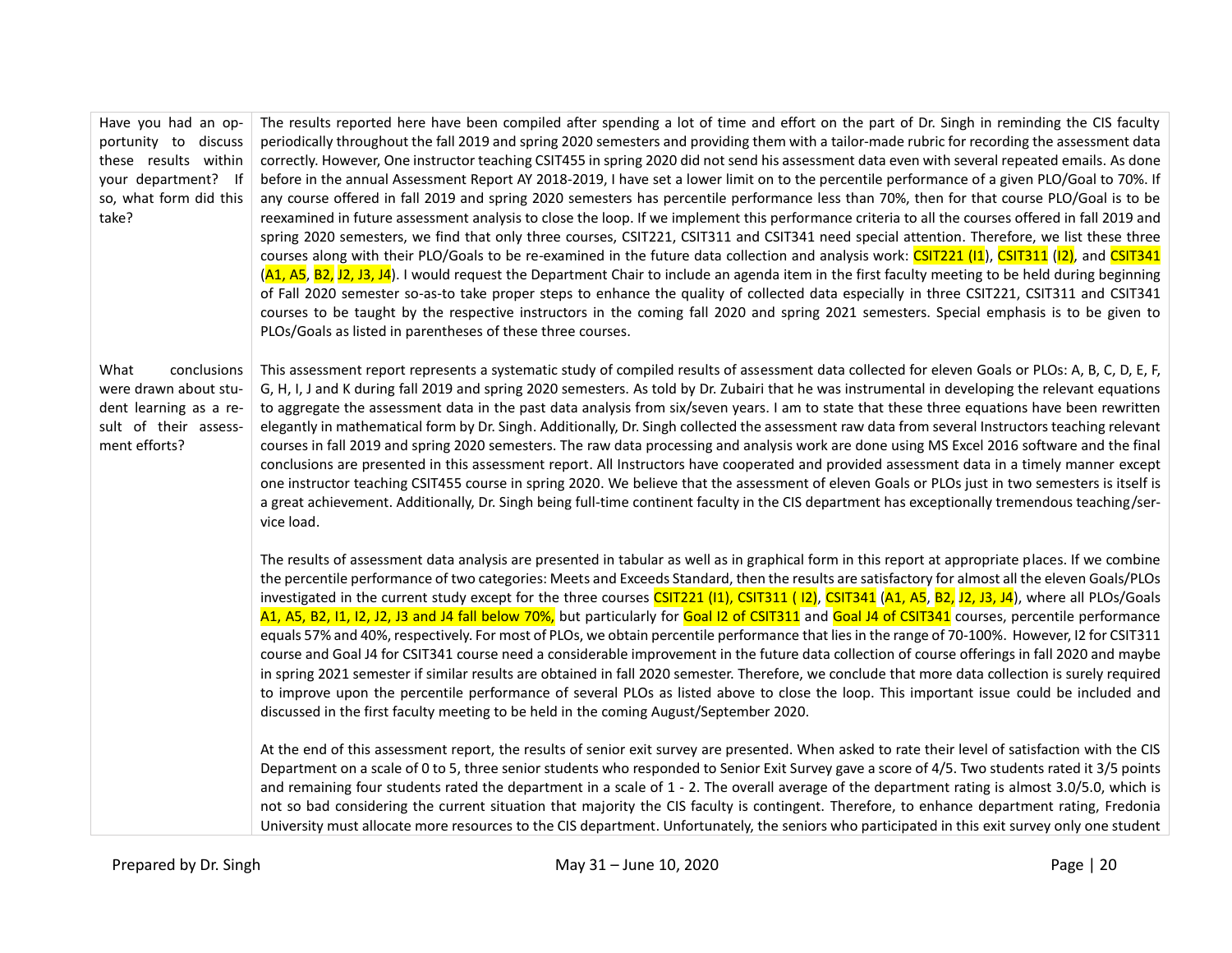| | |
|---|---|
| Have you had an opportunity to discuss these results within your department? If so, what form did this take? | The results reported here have been compiled after spending a lot of time and effort on the part of Dr. Singh in reminding the CIS faculty periodically throughout the fall 2019 and spring 2020 semesters and providing them with a tailor-made rubric for recording the assessment data correctly. However, One instructor teaching CSIT455 in spring 2020 did not send his assessment data even with several repeated emails. As done before in the annual Assessment Report AY 2018-2019, I have set a lower limit on to the percentile performance of a given PLO/Goal to 70%. If any course offered in fall 2019 and spring 2020 semesters has percentile performance less than 70%, then for that course PLO/Goal is to be reexamined in future assessment analysis to close the loop. If we implement this performance criteria to all the courses offered in fall 2019 and spring 2020 semesters, we find that only three courses, CSIT221, CSIT311 and CSIT341 need special attention. Therefore, we list these three courses along with their PLO/Goals to be re-examined in the future data collection and analysis work: CSIT221 (I1), CSIT311 (I2), and CSIT341 (A1, A5, B2, J2, J3, J4). I would request the Department Chair to include an agenda item in the first faculty meeting to be held during beginning of Fall 2020 semester so-as-to take proper steps to enhance the quality of collected data especially in three CSIT221, CSIT311 and CSIT341 courses to be taught by the respective instructors in the coming fall 2020 and spring 2021 semesters. Special emphasis is to be given to PLOs/Goals as listed in parentheses of these three courses. |
| What conclusions were drawn about student learning as a result of their assessment efforts? | This assessment report represents a systematic study of compiled results of assessment data collected for eleven Goals or PLOs: A, B, C, D, E, F, G, H, I, J and K during fall 2019 and spring 2020 semesters. As told by Dr. Zubairi that he was instrumental in developing the relevant equations to aggregate the assessment data in the past data analysis from six/seven years. I am to state that these three equations have been rewritten elegantly in mathematical form by Dr. Singh. Additionally, Dr. Singh collected the assessment raw data from several Instructors teaching relevant courses in fall 2019 and spring 2020 semesters. The raw data processing and analysis work are done using MS Excel 2016 software and the final conclusions are presented in this assessment report. All Instructors have cooperated and provided assessment data in a timely manner except one instructor teaching CSIT455 course in spring 2020. We believe that the assessment of eleven Goals or PLOs just in two semesters is itself is a great achievement. Additionally, Dr. Singh being full-time continent faculty in the CIS department has exceptionally tremendous teaching/service load.<br><br>The results of assessment data analysis are presented in tabular as well as in graphical form in this report at appropriate places. If we combine the percentile performance of two categories: Meets and Exceeds Standard, then the results are satisfactory for almost all the eleven Goals/PLOs investigated in the current study except for the three courses CSIT221 (I1), CSIT311 ( I2), CSIT341 (A1, A5, B2, J2, J3, J4), where all PLOs/Goals A1, A5, B2, I1, I2, J2, J3 and J4 fall below 70%, but particularly for Goal I2 of CSIT311 and Goal J4 of CSIT341 courses, percentile performance equals 57% and 40%, respectively. For most of PLOs, we obtain percentile performance that lies in the range of 70-100%. However, I2 for CSIT311 course and Goal J4 for CSIT341 course need a considerable improvement in the future data collection of course offerings in fall 2020 and maybe in spring 2021 semester if similar results are obtained in fall 2020 semester. Therefore, we conclude that more data collection is surely required to improve upon the percentile performance of several PLOs as listed above to close the loop. This important issue could be included and discussed in the first faculty meeting to be held in the coming August/September 2020.<br><br>At the end of this assessment report, the results of senior exit survey are presented. When asked to rate their level of satisfaction with the CIS Department on a scale of 0 to 5, three senior students who responded to Senior Exit Survey gave a score of 4/5. Two students rated it 3/5 points and remaining four students rated the department in a scale of 1 - 2. The overall average of the department rating is almost 3.0/5.0, which is not so bad considering the current situation that majority the CIS faculty is contingent. Therefore, to enhance department rating, Fredonia University must allocate more resources to the CIS department. Unfortunately, the seniors who participated in this exit survey only one student |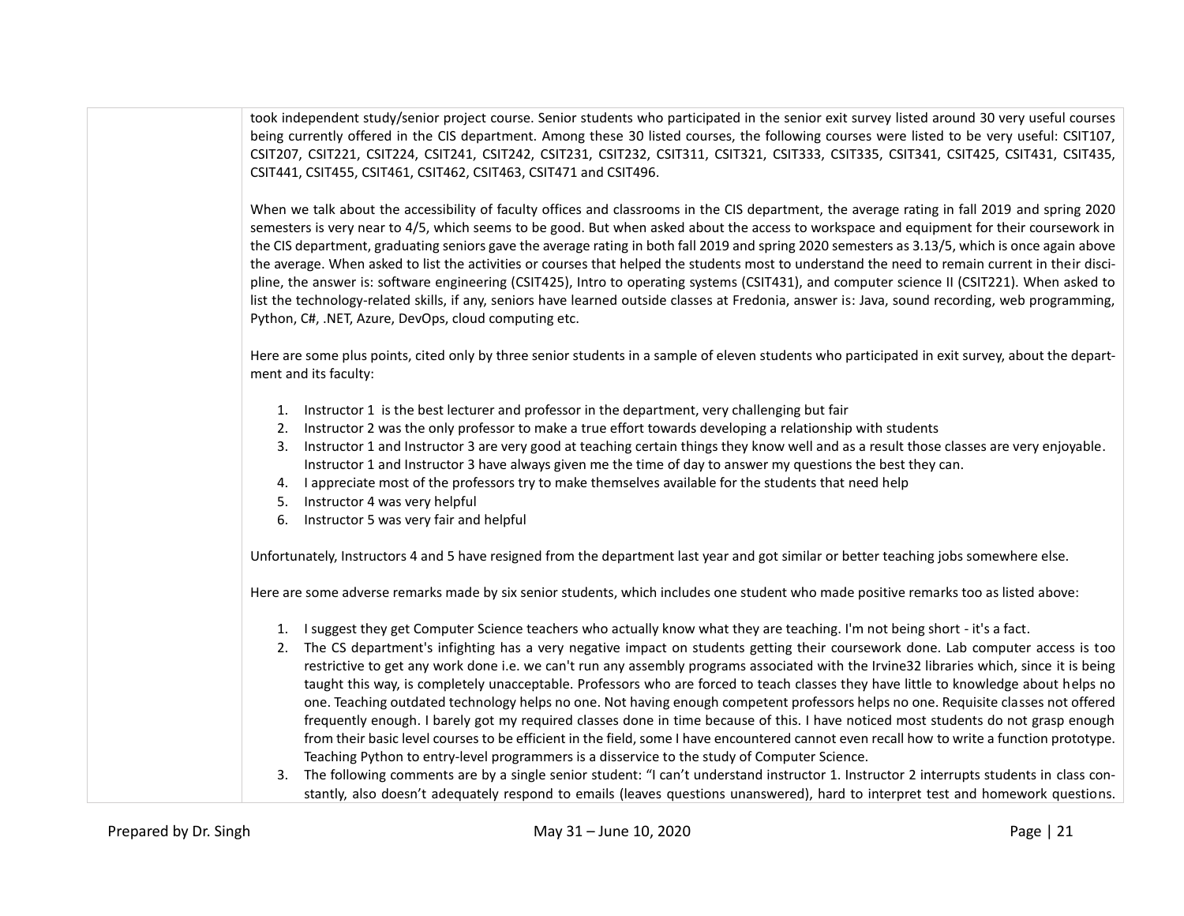took independent study/senior project course. Senior students who participated in the senior exit survey listed around 30 very useful courses being currently offered in the CIS department. Among these 30 listed courses, the following courses were listed to be very useful: CSIT107, CSIT207, CSIT221, CSIT224, CSIT241, CSIT242, CSIT231, CSIT232, CSIT311, CSIT321, CSIT333, CSIT335, CSIT341, CSIT425, CSIT431, CSIT435, CSIT441, CSIT455, CSIT461, CSIT462, CSIT463, CSIT471 and CSIT496.

When we talk about the accessibility of faculty offices and classrooms in the CIS department, the average rating in fall 2019 and spring 2020 semesters is very near to 4/5, which seems to be good. But when asked about the access to workspace and equipment for their coursework in the CIS department, graduating seniors gave the average rating in both fall 2019 and spring 2020 semesters as 3.13/5, which is once again above the average. When asked to list the activities or courses that helped the students most to understand the need to remain current in their discipline, the answer is: software engineering (CSIT425), Intro to operating systems (CSIT431), and computer science II (CSIT221). When asked to list the technology-related skills, if any, seniors have learned outside classes at Fredonia, answer is: Java, sound recording, web programming, Python, C#, .NET, Azure, DevOps, cloud computing etc.

Here are some plus points, cited only by three senior students in a sample of eleven students who participated in exit survey, about the department and its faculty:

1. Instructor 1 is the best lecturer and professor in the department, very challenging but fair
2. Instructor 2 was the only professor to make a true effort towards developing a relationship with students
3. Instructor 1 and Instructor 3 are very good at teaching certain things they know well and as a result those classes are very enjoyable. Instructor 1 and Instructor 3 have always given me the time of day to answer my questions the best they can.
4. I appreciate most of the professors try to make themselves available for the students that need help
5. Instructor 4 was very helpful
6. Instructor 5 was very fair and helpful

Unfortunately, Instructors 4 and 5 have resigned from the department last year and got similar or better teaching jobs somewhere else.

Here are some adverse remarks made by six senior students, which includes one student who made positive remarks too as listed above:

1. I suggest they get Computer Science teachers who actually know what they are teaching. I'm not being short - it's a fact.
2. The CS department's infighting has a very negative impact on students getting their coursework done. Lab computer access is too restrictive to get any work done i.e. we can't run any assembly programs associated with the Irvine32 libraries which, since it is being taught this way, is completely unacceptable. Professors who are forced to teach classes they have little to knowledge about helps no one. Teaching outdated technology helps no one. Not having enough competent professors helps no one. Requisite classes not offered frequently enough. I barely got my required classes done in time because of this. I have noticed most students do not grasp enough from their basic level courses to be efficient in the field, some I have encountered cannot even recall how to write a function prototype. Teaching Python to entry-level programmers is a disservice to the study of Computer Science.
3. The following comments are by a single senior student: "I can't understand instructor 1. Instructor 2 interrupts students in class constantly, also doesn't adequately respond to emails (leaves questions unanswered), hard to interpret test and homework questions.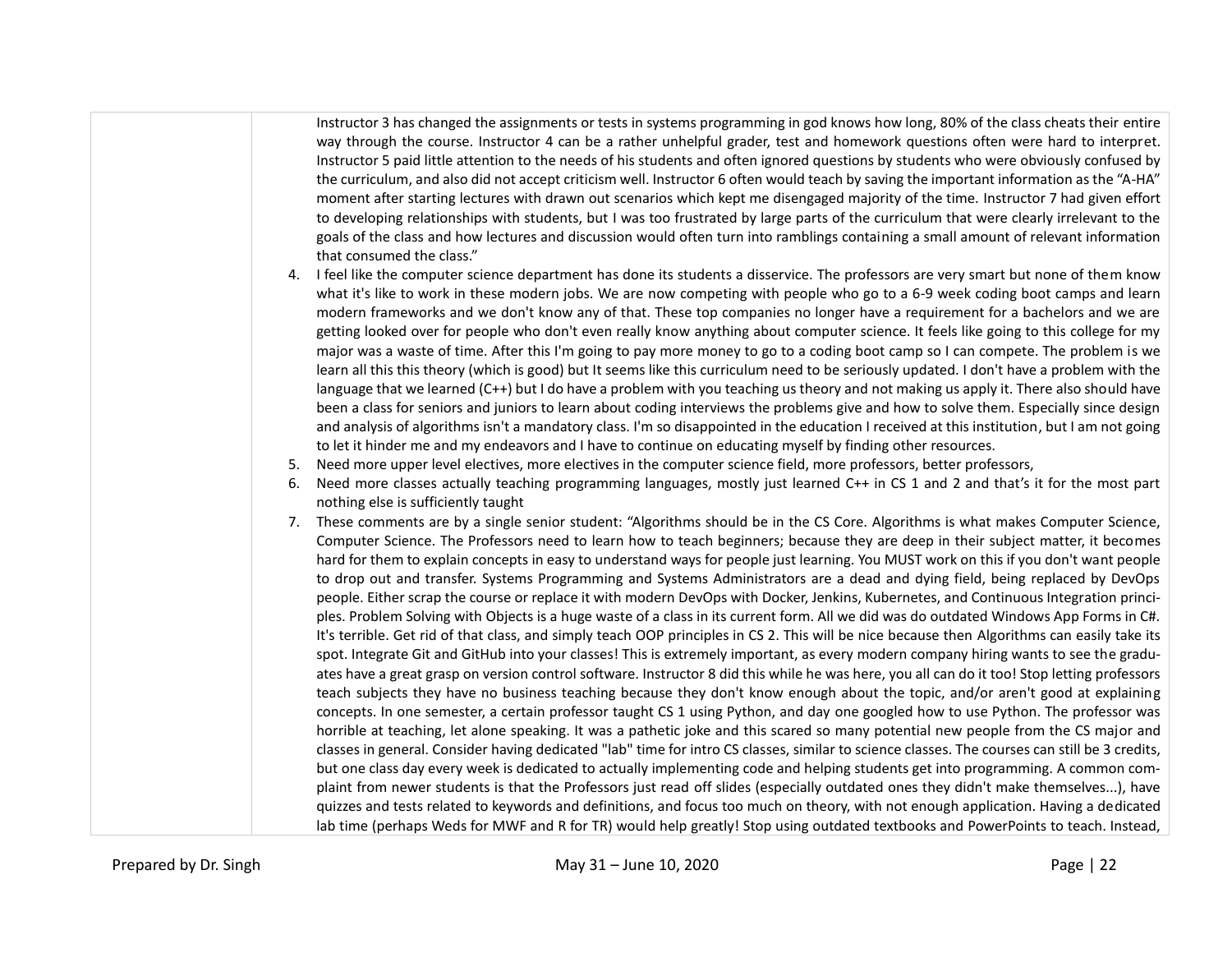Instructor 3 has changed the assignments or tests in systems programming in god knows how long, 80% of the class cheats their entire way through the course. Instructor 4 can be a rather unhelpful grader, test and homework questions often were hard to interpret. Instructor 5 paid little attention to the needs of his students and often ignored questions by students who were obviously confused by the curriculum, and also did not accept criticism well. Instructor 6 often would teach by saving the important information as the "A-HA" moment after starting lectures with drawn out scenarios which kept me disengaged majority of the time. Instructor 7 had given effort to developing relationships with students, but I was too frustrated by large parts of the curriculum that were clearly irrelevant to the goals of the class and how lectures and discussion would often turn into ramblings containing a small amount of relevant information that consumed the class."

4. I feel like the computer science department has done its students a disservice. The professors are very smart but none of them know what it's like to work in these modern jobs. We are now competing with people who go to a 6-9 week coding boot camps and learn modern frameworks and we don't know any of that. These top companies no longer have a requirement for a bachelors and we are getting looked over for people who don't even really know anything about computer science. It feels like going to this college for my major was a waste of time. After this I'm going to pay more money to go to a coding boot camp so I can compete. The problem is we learn all this this theory (which is good) but It seems like this curriculum need to be seriously updated. I don't have a problem with the language that we learned (C++) but I do have a problem with you teaching us theory and not making us apply it. There also should have been a class for seniors and juniors to learn about coding interviews the problems give and how to solve them. Especially since design and analysis of algorithms isn't a mandatory class. I'm so disappointed in the education I received at this institution, but I am not going to let it hinder me and my endeavors and I have to continue on educating myself by finding other resources.
5. Need more upper level electives, more electives in the computer science field, more professors, better professors,
6. Need more classes actually teaching programming languages, mostly just learned C++ in CS 1 and 2 and that's it for the most part nothing else is sufficiently taught
7. These comments are by a single senior student: "Algorithms should be in the CS Core. Algorithms is what makes Computer Science, Computer Science. The Professors need to learn how to teach beginners; because they are deep in their subject matter, it becomes hard for them to explain concepts in easy to understand ways for people just learning. You MUST work on this if you don't want people to drop out and transfer. Systems Programming and Systems Administrators are a dead and dying field, being replaced by DevOps people. Either scrap the course or replace it with modern DevOps with Docker, Jenkins, Kubernetes, and Continuous Integration principles. Problem Solving with Objects is a huge waste of a class in its current form. All we did was do outdated Windows App Forms in C#. It's terrible. Get rid of that class, and simply teach OOP principles in CS 2. This will be nice because then Algorithms can easily take its spot. Integrate Git and GitHub into your classes! This is extremely important, as every modern company hiring wants to see the graduates have a great grasp on version control software. Instructor 8 did this while he was here, you all can do it too! Stop letting professors teach subjects they have no business teaching because they don't know enough about the topic, and/or aren't good at explaining concepts. In one semester, a certain professor taught CS 1 using Python, and day one googled how to use Python. The professor was horrible at teaching, let alone speaking. It was a pathetic joke and this scared so many potential new people from the CS major and classes in general. Consider having dedicated "lab" time for intro CS classes, similar to science classes. The courses can still be 3 credits, but one class day every week is dedicated to actually implementing code and helping students get into programming. A common complaint from newer students is that the Professors just read off slides (especially outdated ones they didn't make themselves...), have quizzes and tests related to keywords and definitions, and focus too much on theory, with not enough application. Having a dedicated lab time (perhaps Weds for MWF and R for TR) would help greatly! Stop using outdated textbooks and PowerPoints to teach. Instead,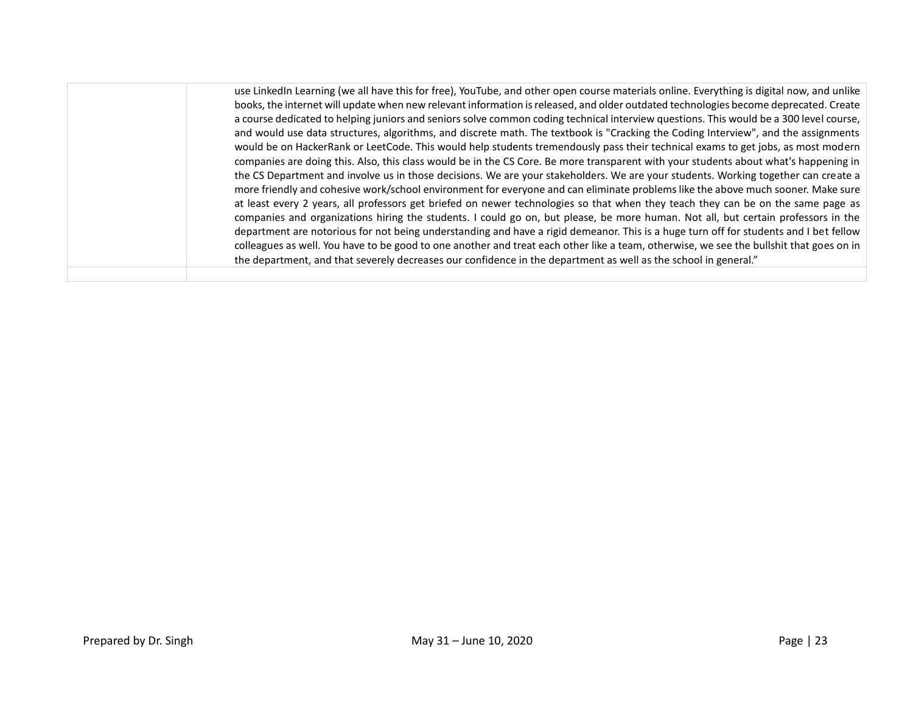| | |
|---|---|
| | use LinkedIn Learning (we all have this for free), YouTube, and other open course materials online. Everything is digital now, and unlike books, the internet will update when new relevant information is released, and older outdated technologies become deprecated. Create a course dedicated to helping juniors and seniors solve common coding technical interview questions. This would be a 300 level course, and would use data structures, algorithms, and discrete math. The textbook is "Cracking the Coding Interview", and the assignments would be on HackerRank or LeetCode. This would help students tremendously pass their technical exams to get jobs, as most modern companies are doing this. Also, this class would be in the CS Core. Be more transparent with your students about what's happening in the CS Department and involve us in those decisions. We are your stakeholders. We are your students. Working together can create a more friendly and cohesive work/school environment for everyone and can eliminate problems like the above much sooner. Make sure at least every 2 years, all professors get briefed on newer technologies so that when they teach they can be on the same page as companies and organizations hiring the students. I could go on, but please, be more human. Not all, but certain professors in the department are notorious for not being understanding and have a rigid demeanor. This is a huge turn off for students and I bet fellow colleagues as well. You have to be good to one another and treat each other like a team, otherwise, we see the bullshit that goes on in the department, and that severely decreases our confidence in the department as well as the school in general." |
| | |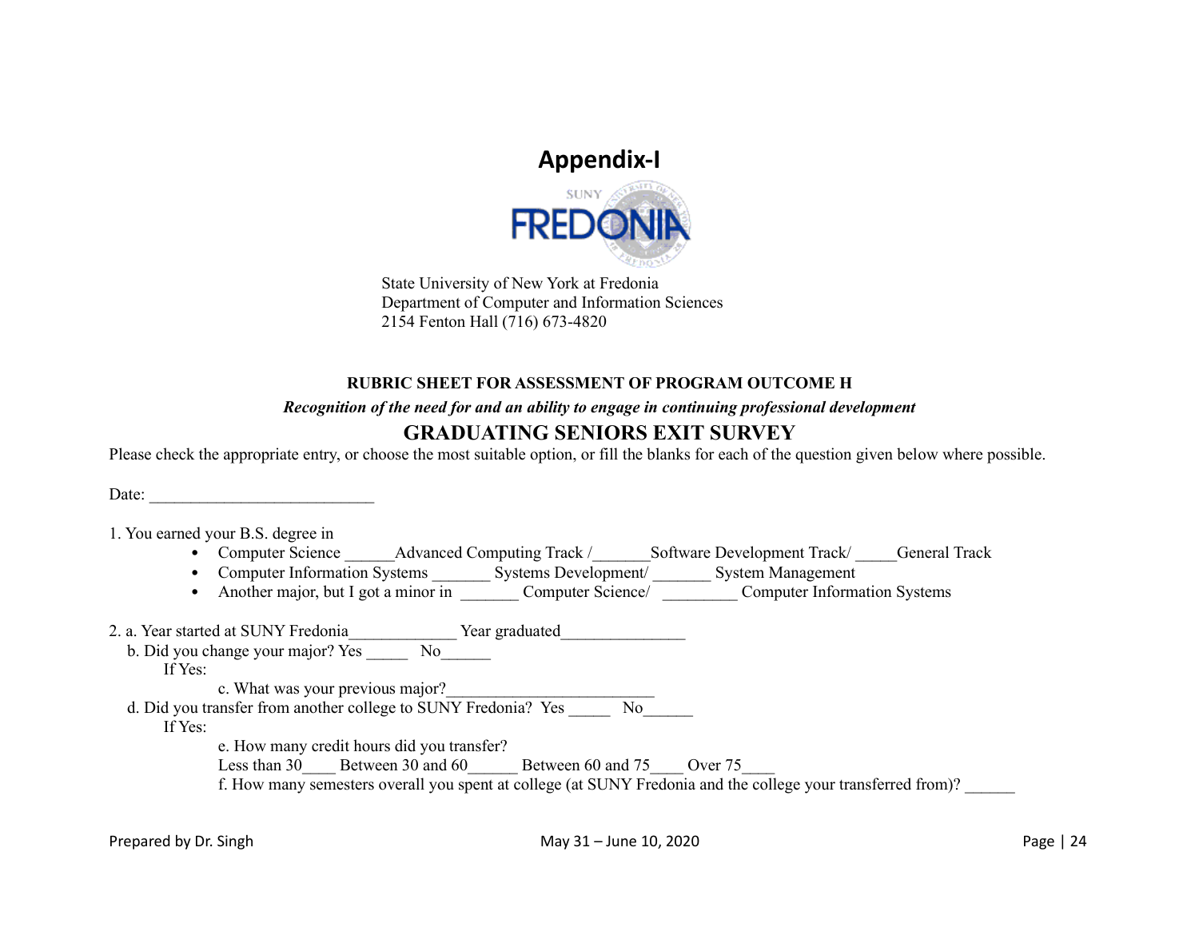# Appendix-I

State University of New York at Fredonia
Department of Computer and Information Sciences
2154 Fenton Hall (716) 673-4820

**RUBRIC SHEET FOR ASSESSMENT OF PROGRAM OUTCOME H**

***Recognition of the need for and an ability to engage in continuing professional development***

## GRADUATING SENIORS EXIT SURVEY

Please check the appropriate entry, or choose the most suitable option, or fill the blanks for each of the question given below where possible.

Date: ___________________________

1. You earned your B.S. degree in
   - Computer Science ______Advanced Computing Track /_______Software Development Track/ _____General Track
   - Computer Information Systems _______ Systems Development/ _______ System Management
   - Another major, but I got a minor in _______ Computer Science/ _________ Computer Information Systems

2. a. Year started at SUNY Fredonia_____________ Year graduated_______________

   b. Did you change your major? Yes _____ No______

   If Yes:

   c. What was your previous major?_________________________

   d. Did you transfer from another college to SUNY Fredonia? Yes _____ No______

   If Yes:

   e. How many credit hours did you transfer?

   Less than 30____ Between 30 and 60______ Between 60 and 75____ Over 75____

   f. How many semesters overall you spent at college (at SUNY Fredonia and the college your transferred from)? ______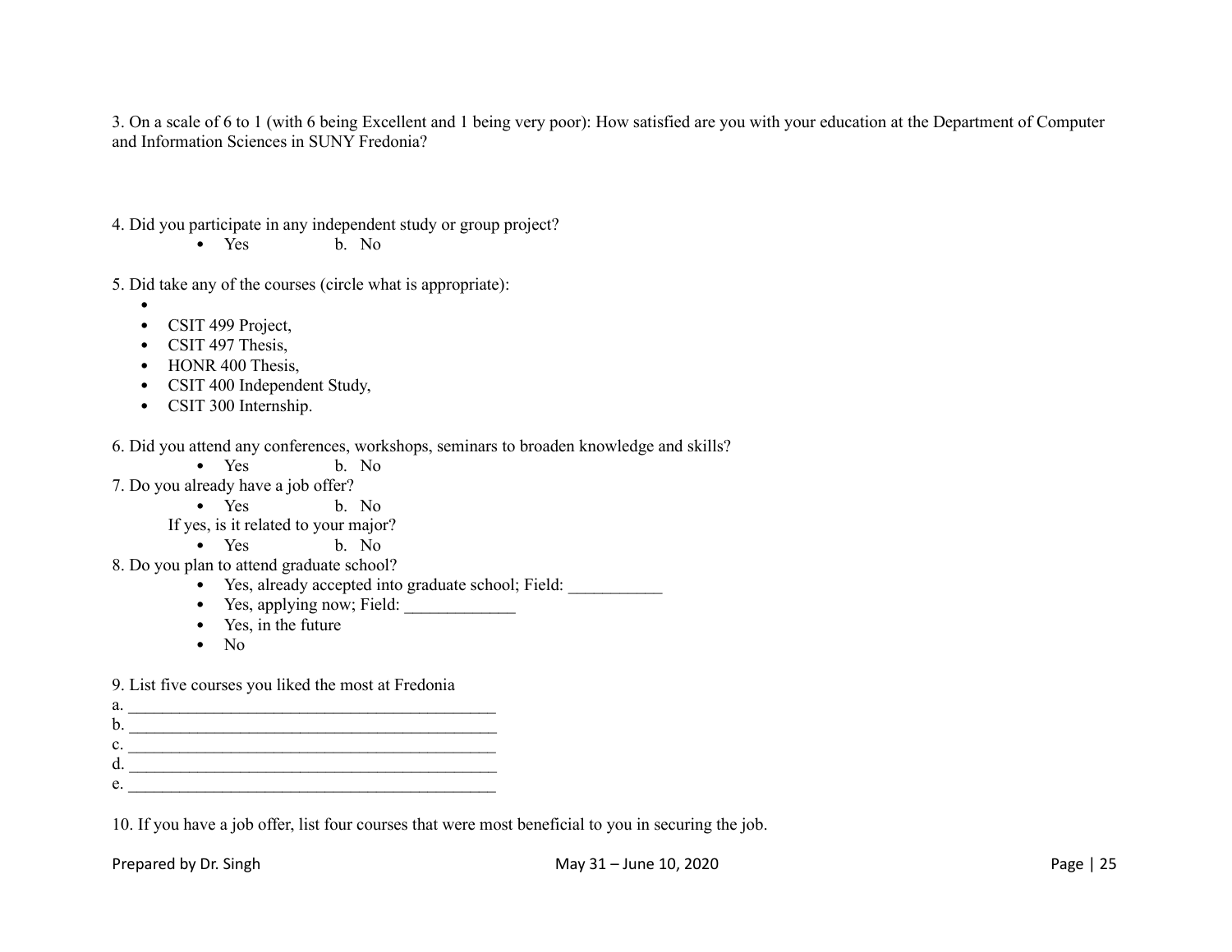3. On a scale of 6 to 1 (with 6 being Excellent and 1 being very poor): How satisfied are you with your education at the Department of Computer and Information Sciences in SUNY Fredonia?

4. Did you participate in any independent study or group project?

- Yes        b. No

5. Did take any of the courses (circle what is appropriate):

- 
- CSIT 499 Project,
- CSIT 497 Thesis,
- HONR 400 Thesis,
- CSIT 400 Independent Study,
- CSIT 300 Internship.

6. Did you attend any conferences, workshops, seminars to broaden knowledge and skills?

- Yes        b. No

7. Do you already have a job offer?

- Yes        b. No

If yes, is it related to your major?

- Yes        b. No

8. Do you plan to attend graduate school?

- Yes, already accepted into graduate school; Field: ___________
- Yes, applying now; Field: _____________
- Yes, in the future
- No

9. List five courses you liked the most at Fredonia

a. ____________________________________________
b. ____________________________________________
c. ____________________________________________
d. ____________________________________________
e. ____________________________________________

10. If you have a job offer, list four courses that were most beneficial to you in securing the job.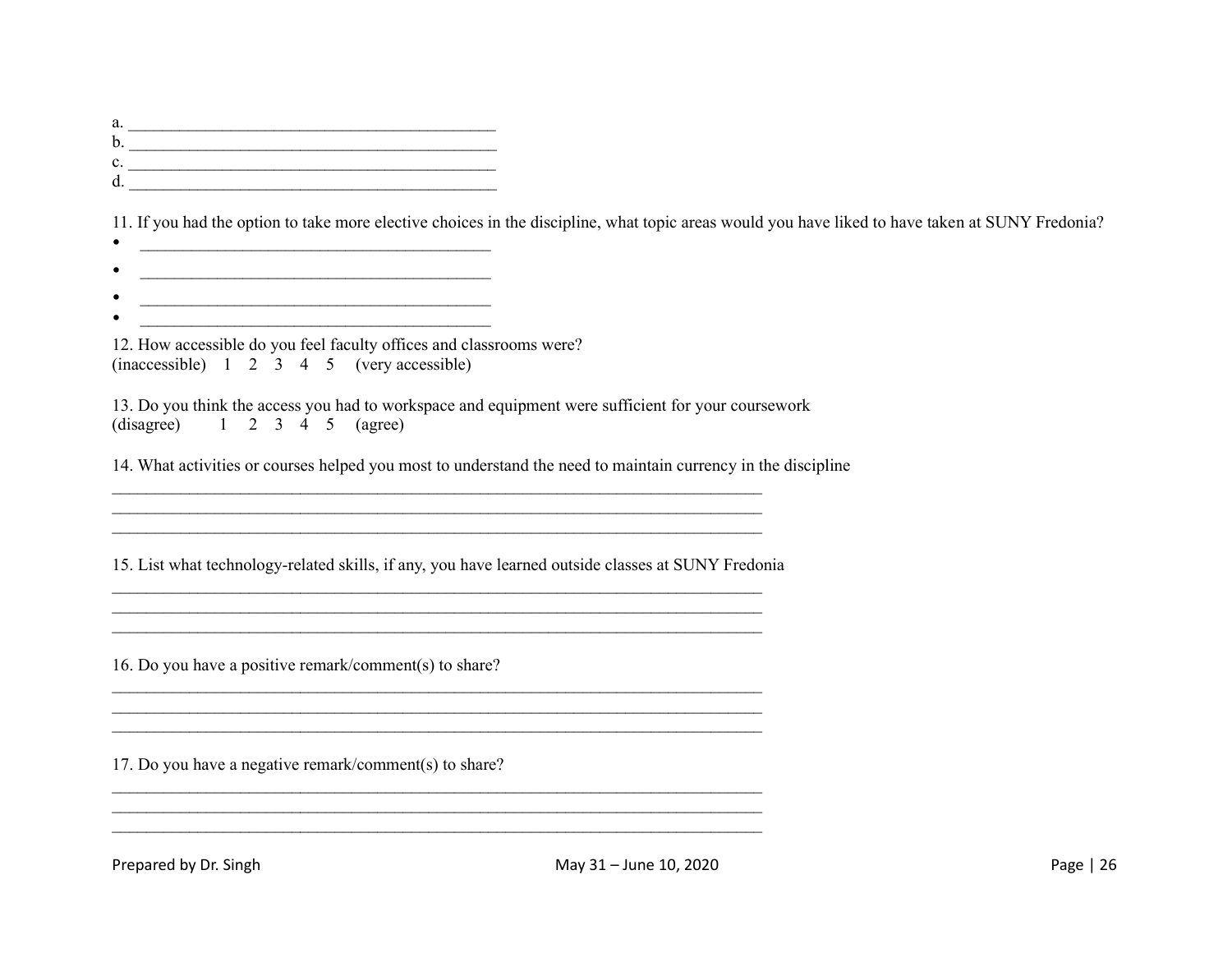a. ____________________________________________
b. ____________________________________________
c. ____________________________________________
d. ____________________________________________

11. If you had the option to take more elective choices in the discipline, what topic areas would you have liked to have taken at SUNY Fredonia?

- ________________________________________
- ________________________________________
- ________________________________________
- ________________________________________

12. How accessible do you feel faculty offices and classrooms were?
(inaccessible) 1 2 3 4 5 (very accessible)

13. Do you think the access you had to workspace and equipment were sufficient for your coursework
(disagree) 1 2 3 4 5 (agree)

14. What activities or courses helped you most to understand the need to maintain currency in the discipline

______________________________________________________________________________
______________________________________________________________________________
______________________________________________________________________________

15. List what technology-related skills, if any, you have learned outside classes at SUNY Fredonia

______________________________________________________________________________
______________________________________________________________________________
______________________________________________________________________________

16. Do you have a positive remark/comment(s) to share?

______________________________________________________________________________
______________________________________________________________________________
______________________________________________________________________________

17. Do you have a negative remark/comment(s) to share?

______________________________________________________________________________
______________________________________________________________________________
______________________________________________________________________________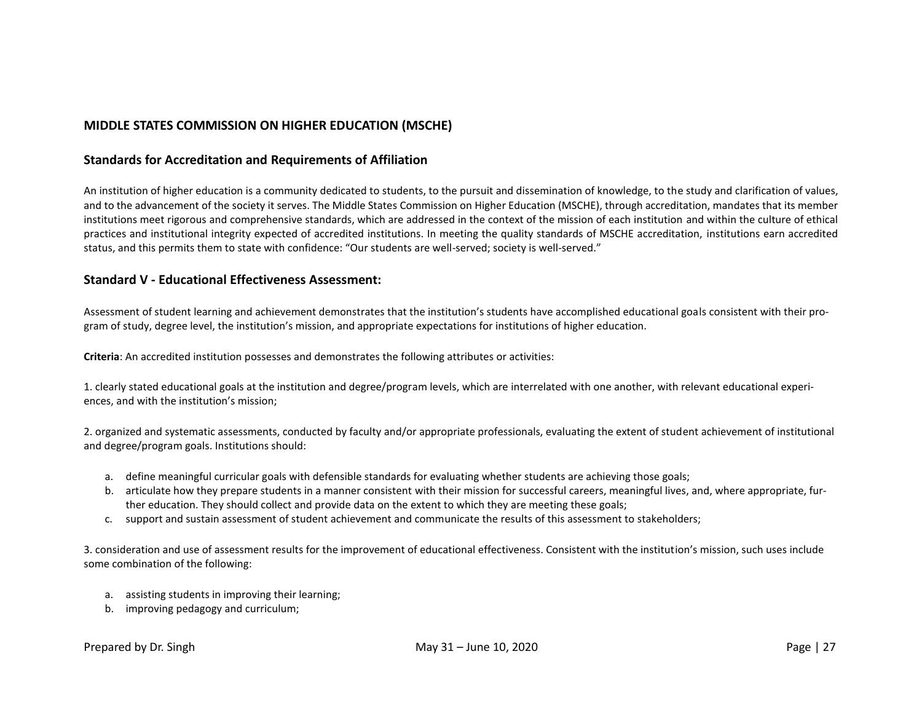## MIDDLE STATES COMMISSION ON HIGHER EDUCATION (MSCHE)

### Standards for Accreditation and Requirements of Affiliation

An institution of higher education is a community dedicated to students, to the pursuit and dissemination of knowledge, to the study and clarification of values, and to the advancement of the society it serves. The Middle States Commission on Higher Education (MSCHE), through accreditation, mandates that its member institutions meet rigorous and comprehensive standards, which are addressed in the context of the mission of each institution and within the culture of ethical practices and institutional integrity expected of accredited institutions. In meeting the quality standards of MSCHE accreditation, institutions earn accredited status, and this permits them to state with confidence: "Our students are well-served; society is well-served."

### Standard V - Educational Effectiveness Assessment:

Assessment of student learning and achievement demonstrates that the institution's students have accomplished educational goals consistent with their program of study, degree level, the institution's mission, and appropriate expectations for institutions of higher education.

**Criteria**: An accredited institution possesses and demonstrates the following attributes or activities:

1. clearly stated educational goals at the institution and degree/program levels, which are interrelated with one another, with relevant educational experiences, and with the institution's mission;

2. organized and systematic assessments, conducted by faculty and/or appropriate professionals, evaluating the extent of student achievement of institutional and degree/program goals. Institutions should:

   a. define meaningful curricular goals with defensible standards for evaluating whether students are achieving those goals;
   b. articulate how they prepare students in a manner consistent with their mission for successful careers, meaningful lives, and, where appropriate, further education. They should collect and provide data on the extent to which they are meeting these goals;
   c. support and sustain assessment of student achievement and communicate the results of this assessment to stakeholders;

3. consideration and use of assessment results for the improvement of educational effectiveness. Consistent with the institution's mission, such uses include some combination of the following:

   a. assisting students in improving their learning;
   b. improving pedagogy and curriculum;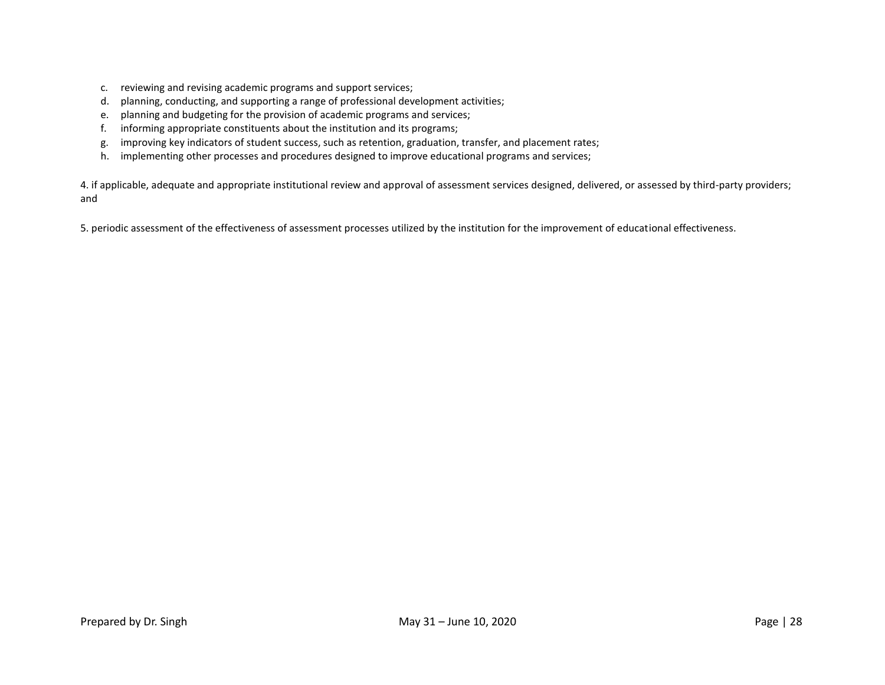c. reviewing and revising academic programs and support services;
d. planning, conducting, and supporting a range of professional development activities;
e. planning and budgeting for the provision of academic programs and services;
f. informing appropriate constituents about the institution and its programs;
g. improving key indicators of student success, such as retention, graduation, transfer, and placement rates;
h. implementing other processes and procedures designed to improve educational programs and services;

4. if applicable, adequate and appropriate institutional review and approval of assessment services designed, delivered, or assessed by third-party providers; and

5. periodic assessment of the effectiveness of assessment processes utilized by the institution for the improvement of educational effectiveness.